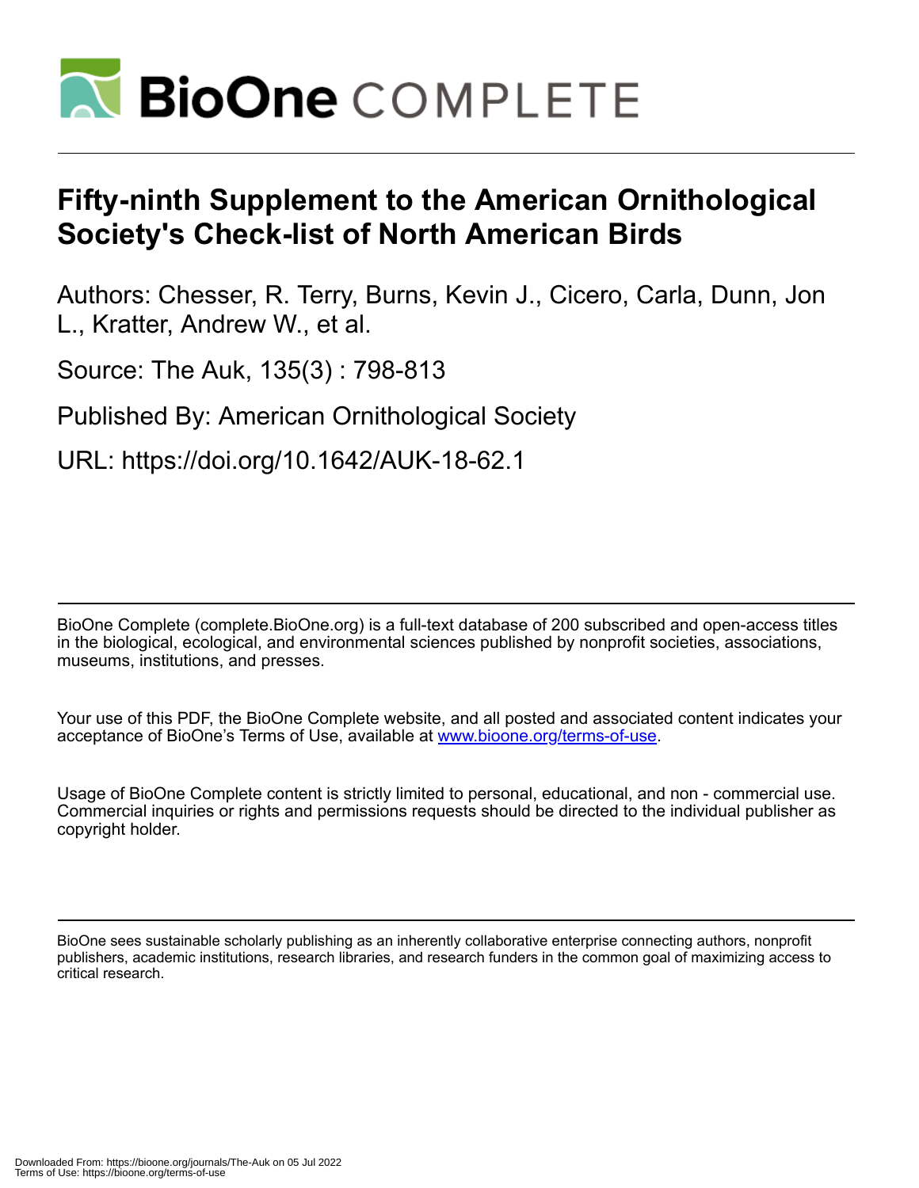# Fifty-ninth Supplement to the American Ornithological Society's Check-list of North American Birds

Authors: Chesser, R. Terry, Burns, Kevin J., Cicero, Carla, Dunn, Jon L., Kratter, Andrew W., et al.

Source: The Auk, 135(3) : 798-813

Published By: American Ornithological Society

URL: https://doi.org/10.1642/AUK-18-62.1

BioOne Complete (complete.BioOne.org) is a full-text database of 200 subscribed and open-access titles in the biological, ecological, and environmental sciences published by nonprofit societies, associations, museums, institutions, and presses.

Your use of this PDF, the BioOne Complete website, and all posted and associated content indicates your acceptance of BioOne's Terms of Use, available at www.bioone.org/terms-of-use.

Usage of BioOne Complete content is strictly limited to personal, educational, and non - commercial use. Commercial inquiries or rights and permissions requests should be directed to the individual publisher as copyright holder.

BioOne sees sustainable scholarly publishing as an inherently collaborative enterprise connecting authors, nonprofit publishers, academic institutions, research libraries, and research funders in the common goal of maximizing access to critical research.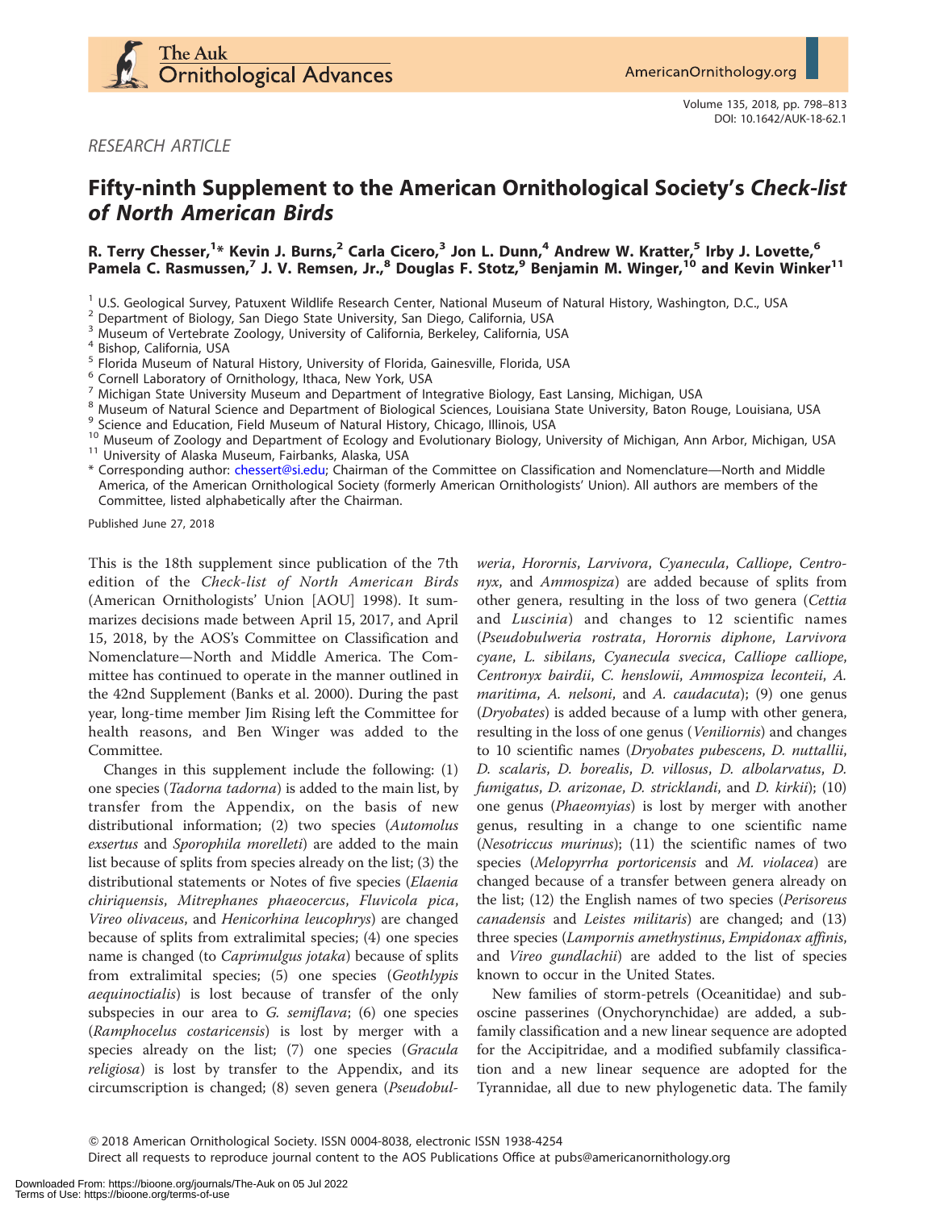RESEARCH ARTICLE

# Fifty-ninth Supplement to the American Ornithological Society's *Check-list of North American Birds*

**R. Terry Chesser,[1]* Kevin J. Burns,[2] Carla Cicero,[3] Jon L. Dunn,[4] Andrew W. Kratter,[5] Irby J. Lovette,[6] Pamela C. Rasmussen,[7] J. V. Remsen, Jr.,[8] Douglas F. Stotz,[9] Benjamin M. Winger,[10] and Kevin Winker[11]**

[1] U.S. Geological Survey, Patuxent Wildlife Research Center, National Museum of Natural History, Washington, D.C., USA
[2] Department of Biology, San Diego State University, San Diego, California, USA
[3] Museum of Vertebrate Zoology, University of California, Berkeley, California, USA
[4] Bishop, California, USA
[5] Florida Museum of Natural History, University of Florida, Gainesville, Florida, USA
[6] Cornell Laboratory of Ornithology, Ithaca, New York, USA
[7] Michigan State University Museum and Department of Integrative Biology, East Lansing, Michigan, USA
[8] Museum of Natural Science and Department of Biological Sciences, Louisiana State University, Baton Rouge, Louisiana, USA
[9] Science and Education, Field Museum of Natural History, Chicago, Illinois, USA
[10] Museum of Zoology and Department of Ecology and Evolutionary Biology, University of Michigan, Ann Arbor, Michigan, USA
[11] University of Alaska Museum, Fairbanks, Alaska, USA

\* Corresponding author: chessert@si.edu; Chairman of the Committee on Classification and Nomenclature—North and Middle America, of the American Ornithological Society (formerly American Ornithologists' Union). All authors are members of the Committee, listed alphabetically after the Chairman.

Published June 27, 2018

This is the 18th supplement since publication of the 7th edition of the *Check-list of North American Birds* (American Ornithologists' Union [AOU] 1998). It summarizes decisions made between April 15, 2017, and April 15, 2018, by the AOS's Committee on Classification and Nomenclature—North and Middle America. The Committee has continued to operate in the manner outlined in the 42nd Supplement (Banks et al. 2000). During the past year, long-time member Jim Rising left the Committee for health reasons, and Ben Winger was added to the Committee.

Changes in this supplement include the following: (1) one species (*Tadorna tadorna*) is added to the main list, by transfer from the Appendix, on the basis of new distributional information; (2) two species (*Automolus exsertus* and *Sporophila morelleti*) are added to the main list because of splits from species already on the list; (3) the distributional statements or Notes of five species (*Elaenia chiriquensis*, *Mitrephanes phaeocercus*, *Fluvicola pica*, *Vireo olivaceus*, and *Henicorhina leucophrys*) are changed because of splits from extralimital species; (4) one species name is changed (to *Caprimulgus jotaka*) because of splits from extralimital species; (5) one species (*Geothlypis aequinoctialis*) is lost because of transfer of the only subspecies in our area to *G. semiflava*; (6) one species (*Ramphocelus costaricensis*) is lost by merger with a species already on the list; (7) one species (*Gracula religiosa*) is lost by transfer to the Appendix, and its circumscription is changed; (8) seven genera (*Pseudobulweria*, *Horornis*, *Larvivora*, *Cyanecula*, *Calliope*, *Centronyx*, and *Ammospiza*) are added because of splits from other genera, resulting in the loss of two genera (*Cettia* and *Luscinia*) and changes to 12 scientific names (*Pseudobulweria rostrata*, *Horornis diphone*, *Larvivora cyane*, *L. sibilans*, *Cyanecula svecica*, *Calliope calliope*, *Centronyx bairdii*, *C. henslowii*, *Ammospiza leconteii*, *A. maritima*, *A. nelsoni*, and *A. caudacuta*); (9) one genus (*Dryobates*) is added because of a lump with other genera, resulting in the loss of one genus (*Veniliornis*) and changes to 10 scientific names (*Dryobates pubescens*, *D. nuttallii*, *D. scalaris*, *D. borealis*, *D. villosus*, *D. albolarvatus*, *D. fumigatus*, *D. arizonae*, *D. stricklandi*, and *D. kirkii*); (10) one genus (*Phaeomyias*) is lost by merger with another genus, resulting in a change to one scientific name (*Nesotriccus murinus*); (11) the scientific names of two species (*Melopyrrha portoricensis* and *M. violacea*) are changed because of a transfer between genera already on the list; (12) the English names of two species (*Perisoreus canadensis* and *Leistes militaris*) are changed; and (13) three species (*Lampornis amethystinus*, *Empidonax affinis*, and *Vireo gundlachii*) are added to the list of species known to occur in the United States.

New families of storm-petrels (Oceanitidae) and suboscine passerines (Onychorhynchidae) are added, a subfamily classification and a new linear sequence are adopted for the Accipitridae, and a modified subfamily classification and a new linear sequence are adopted for the Tyrannidae, all due to new phylogenetic data. The family

© 2018 American Ornithological Society. ISSN 0004-8038, electronic ISSN 1938-4254
Direct all requests to reproduce journal content to the AOS Publications Office at pubs@americanornithology.org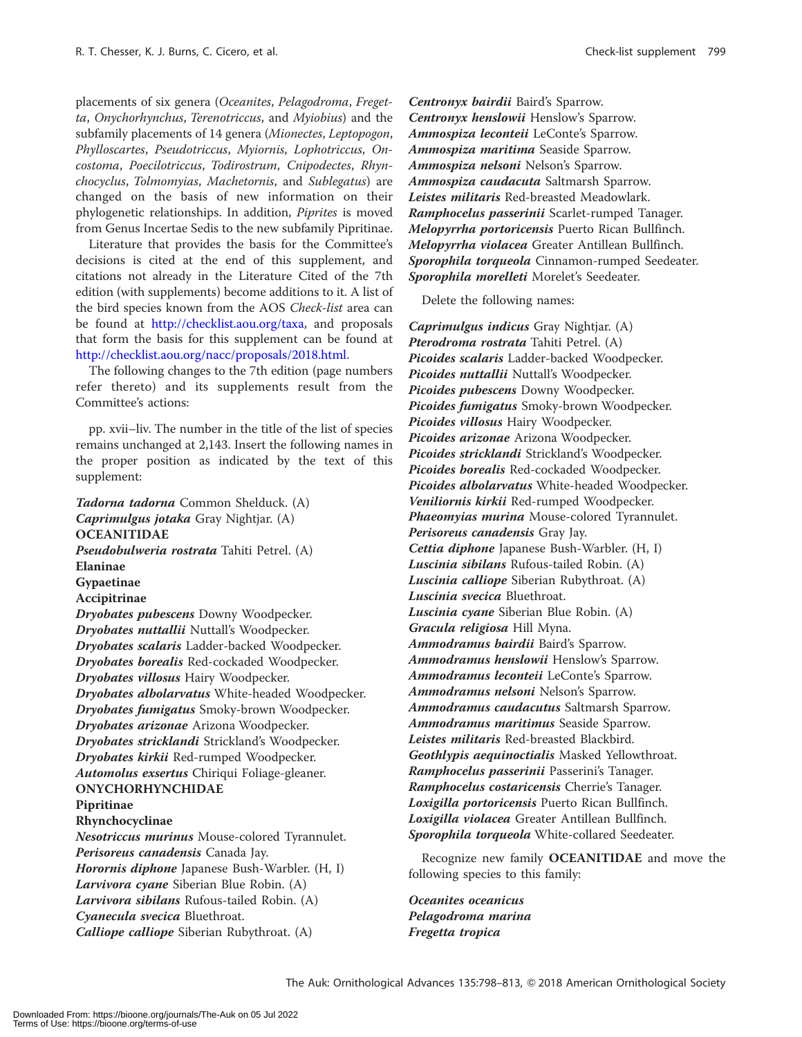placements of six genera (*Oceanites*, *Pelagodroma*, *Fregetta*, *Onychorhynchus*, *Terenotriccus*, and *Myiobius*) and the subfamily placements of 14 genera (*Mionectes*, *Leptopogon*, *Phylloscartes*, *Pseudotriccus*, *Myiornis*, *Lophotriccus*, *Oncostoma*, *Poecilotriccus*, *Todirostrum*, *Cnipodectes*, *Rhynchocyclus*, *Tolmomyias*, *Machetornis*, and *Sublegatus*) are changed on the basis of new information on their phylogenetic relationships. In addition, *Piprites* is moved from Genus Incertae Sedis to the new subfamily Pipritinae.

Literature that provides the basis for the Committee's decisions is cited at the end of this supplement, and citations not already in the Literature Cited of the 7th edition (with supplements) become additions to it. A list of the bird species known from the AOS *Check-list* area can be found at http://checklist.aou.org/taxa, and proposals that form the basis for this supplement can be found at http://checklist.aou.org/nacc/proposals/2018.html.

The following changes to the 7th edition (page numbers refer thereto) and its supplements result from the Committee's actions:

pp. xvii–liv. The number in the title of the list of species remains unchanged at 2,143. Insert the following names in the proper position as indicated by the text of this supplement:

***Tadorna tadorna*** Common Shelduck. (A)
***Caprimulgus jotaka*** Gray Nightjar. (A)
**OCEANITIDAE**
***Pseudobulweria rostrata*** Tahiti Petrel. (A)
**Elaninae**
**Gypaetinae**
**Accipitrinae**
***Dryobates pubescens*** Downy Woodpecker.
***Dryobates nuttallii*** Nuttall's Woodpecker.
***Dryobates scalaris*** Ladder-backed Woodpecker.
***Dryobates borealis*** Red-cockaded Woodpecker.
***Dryobates villosus*** Hairy Woodpecker.
***Dryobates albolarvatus*** White-headed Woodpecker.
***Dryobates fumigatus*** Smoky-brown Woodpecker.
***Dryobates arizonae*** Arizona Woodpecker.
***Dryobates stricklandi*** Strickland's Woodpecker.
***Dryobates kirkii*** Red-rumped Woodpecker.
***Automolus exsertus*** Chiriqui Foliage-gleaner.
**ONYCHORHYNCHIDAE**
**Pipritinae**
**Rhynchocyclinae**
***Nesotriccus murinus*** Mouse-colored Tyrannulet.
***Perisoreus canadensis*** Canada Jay.
***Horornis diphone*** Japanese Bush-Warbler. (H, I)
***Larvivora cyane*** Siberian Blue Robin. (A)
***Larvivora sibilans*** Rufous-tailed Robin. (A)
***Cyanecula svecica*** Bluethroat.
***Calliope calliope*** Siberian Rubythroat. (A)
***Centronyx bairdii*** Baird's Sparrow.
***Centronyx henslowii*** Henslow's Sparrow.
***Ammospiza leconteii*** LeConte's Sparrow.
***Ammospiza maritima*** Seaside Sparrow.
***Ammospiza nelsoni*** Nelson's Sparrow.
***Ammospiza caudacuta*** Saltmarsh Sparrow.
***Leistes militaris*** Red-breasted Meadowlark.
***Ramphocelus passerinii*** Scarlet-rumped Tanager.
***Melopyrrha portoricensis*** Puerto Rican Bullfinch.
***Melopyrrha violacea*** Greater Antillean Bullfinch.
***Sporophila torqueola*** Cinnamon-rumped Seedeater.
***Sporophila morelleti*** Morelet's Seedeater.

Delete the following names:

***Caprimulgus indicus*** Gray Nightjar. (A)
***Pterodroma rostrata*** Tahiti Petrel. (A)
***Picoides scalaris*** Ladder-backed Woodpecker.
***Picoides nuttallii*** Nuttall's Woodpecker.
***Picoides pubescens*** Downy Woodpecker.
***Picoides fumigatus*** Smoky-brown Woodpecker.
***Picoides villosus*** Hairy Woodpecker.
***Picoides arizonae*** Arizona Woodpecker.
***Picoides stricklandi*** Strickland's Woodpecker.
***Picoides borealis*** Red-cockaded Woodpecker.
***Picoides albolarvatus*** White-headed Woodpecker.
***Veniliornis kirkii*** Red-rumped Woodpecker.
***Phaeomyias murina*** Mouse-colored Tyrannulet.
***Perisoreus canadensis*** Gray Jay.
***Cettia diphone*** Japanese Bush-Warbler. (H, I)
***Luscinia sibilans*** Rufous-tailed Robin. (A)
***Luscinia calliope*** Siberian Rubythroat. (A)
***Luscinia svecica*** Bluethroat.
***Luscinia cyane*** Siberian Blue Robin. (A)
***Gracula religiosa*** Hill Myna.
***Ammodramus bairdii*** Baird's Sparrow.
***Ammodramus henslowii*** Henslow's Sparrow.
***Ammodramus leconteii*** LeConte's Sparrow.
***Ammodramus nelsoni*** Nelson's Sparrow.
***Ammodramus caudacutus*** Saltmarsh Sparrow.
***Ammodramus maritimus*** Seaside Sparrow.
***Leistes militaris*** Red-breasted Blackbird.
***Geothlypis aequinoctialis*** Masked Yellowthroat.
***Ramphocelus passerinii*** Passerini's Tanager.
***Ramphocelus costaricensis*** Cherrie's Tanager.
***Loxigilla portoricensis*** Puerto Rican Bullfinch.
***Loxigilla violacea*** Greater Antillean Bullfinch.
***Sporophila torqueola*** White-collared Seedeater.

Recognize new family **OCEANITIDAE** and move the following species to this family:

***Oceanites oceanicus***
***Pelagodroma marina***
***Fregetta tropica***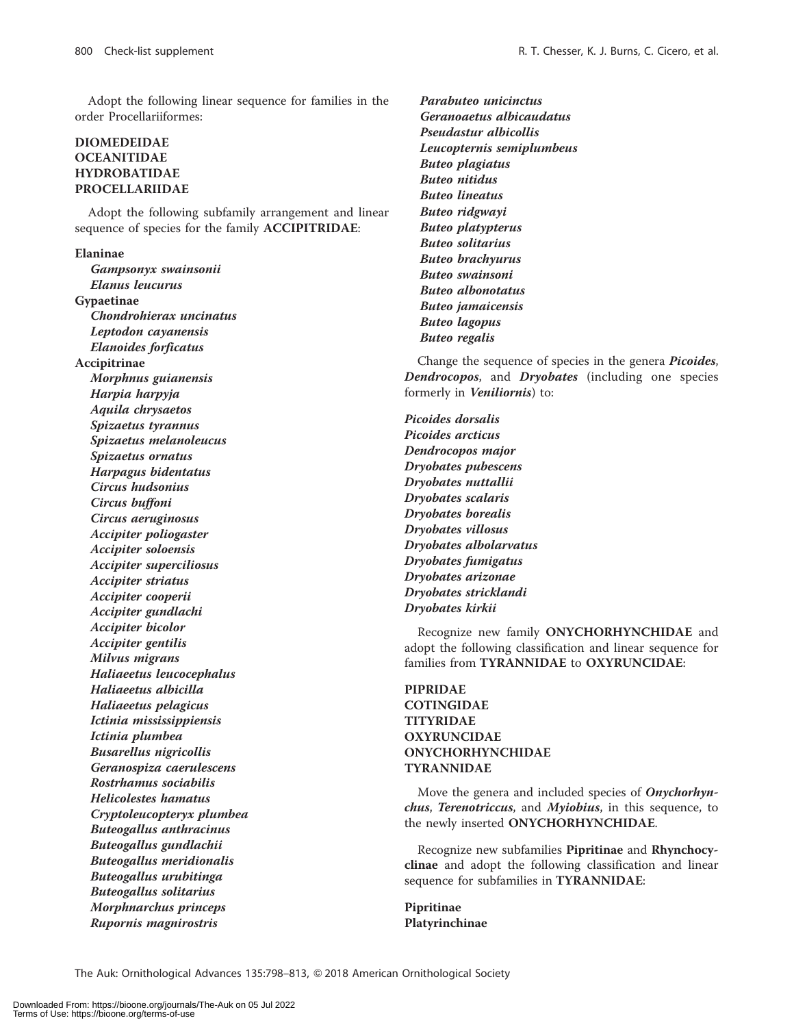Adopt the following linear sequence for families in the order Procellariiformes:

**DIOMEDEIDAE**
**OCEANITIDAE**
**HYDROBATIDAE**
**PROCELLARIIDAE**

Adopt the following subfamily arrangement and linear sequence of species for the family **ACCIPITRIDAE**:

**Elaninae**
- ***Gampsonyx swainsonii***
- ***Elanus leucurus***

**Gypaetinae**
- ***Chondrohierax uncinatus***
- ***Leptodon cayanensis***
- ***Elanoides forficatus***

**Accipitrinae**
- ***Morphnus guianensis***
- ***Harpia harpyja***
- ***Aquila chrysaetos***
- ***Spizaetus tyrannus***
- ***Spizaetus melanoleucus***
- ***Spizaetus ornatus***
- ***Harpagus bidentatus***
- ***Circus hudsonius***
- ***Circus buffoni***
- ***Circus aeruginosus***
- ***Accipiter poliogaster***
- ***Accipiter soloensis***
- ***Accipiter superciliosus***
- ***Accipiter striatus***
- ***Accipiter cooperii***
- ***Accipiter gundlachi***
- ***Accipiter bicolor***
- ***Accipiter gentilis***
- ***Milvus migrans***
- ***Haliaeetus leucocephalus***
- ***Haliaeetus albicilla***
- ***Haliaeetus pelagicus***
- ***Ictinia mississippiensis***
- ***Ictinia plumbea***
- ***Busarellus nigricollis***
- ***Geranospiza caerulescens***
- ***Rostrhamus sociabilis***
- ***Helicolestes hamatus***
- ***Cryptoleucopteryx plumbea***
- ***Buteogallus anthracinus***
- ***Buteogallus gundlachii***
- ***Buteogallus meridionalis***
- ***Buteogallus urubitinga***
- ***Buteogallus solitarius***
- ***Morphnarchus princeps***
- ***Rupornis magnirostris***
- ***Parabuteo unicinctus***
- ***Geranoaetus albicaudatus***
- ***Pseudastur albicollis***
- ***Leucopternis semiplumbeus***
- ***Buteo plagiatus***
- ***Buteo nitidus***
- ***Buteo lineatus***
- ***Buteo ridgwayi***
- ***Buteo platypterus***
- ***Buteo solitarius***
- ***Buteo brachyurus***
- ***Buteo swainsoni***
- ***Buteo albonotatus***
- ***Buteo jamaicensis***
- ***Buteo lagopus***
- ***Buteo regalis***

Change the sequence of species in the genera ***Picoides***, ***Dendrocopos***, and ***Dryobates*** (including one species formerly in ***Veniliornis***) to:

***Picoides dorsalis***
***Picoides arcticus***
***Dendrocopos major***
***Dryobates pubescens***
***Dryobates nuttallii***
***Dryobates scalaris***
***Dryobates borealis***
***Dryobates villosus***
***Dryobates albolarvatus***
***Dryobates fumigatus***
***Dryobates arizonae***
***Dryobates stricklandi***
***Dryobates kirkii***

Recognize new family **ONYCHORHYNCHIDAE** and adopt the following classification and linear sequence for families from **TYRANNIDAE** to **OXYRUNCIDAE**:

**PIPRIDAE**
**COTINGIDAE**
**TITYRIDAE**
**OXYRUNCIDAE**
**ONYCHORHYNCHIDAE**
**TYRANNIDAE**

Move the genera and included species of ***Onychorhynchus***, ***Terenotriccus***, and ***Myiobius***, in this sequence, to the newly inserted **ONYCHORHYNCHIDAE**.

Recognize new subfamilies **Pipritinae** and **Rhynchocyclinae** and adopt the following classification and linear sequence for subfamilies in **TYRANNIDAE**:

**Pipritinae**
**Platyrinchinae**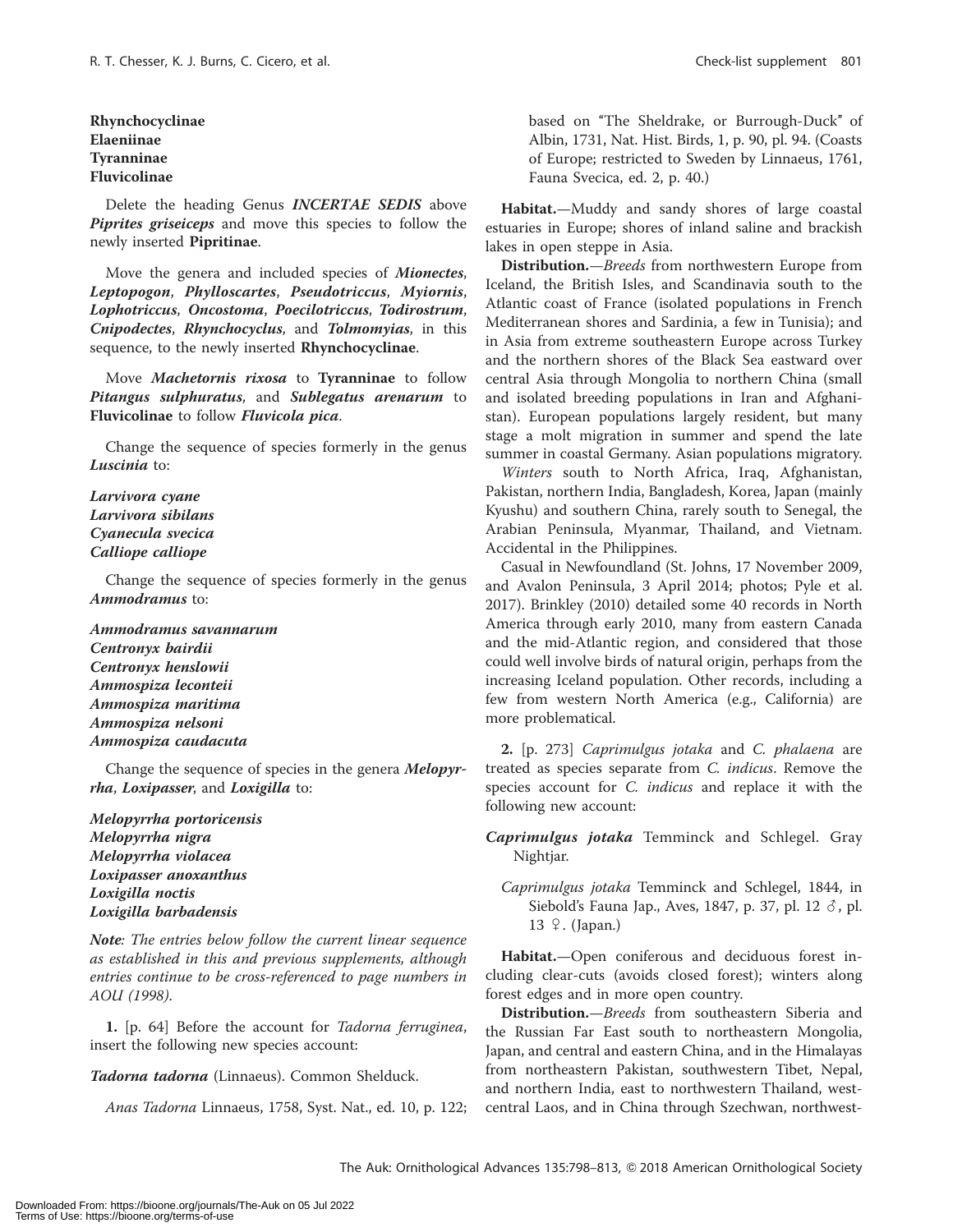**Rhynchocyclinae**
**Elaeniinae**
**Tyranninae**
**Fluvicolinae**

Delete the heading Genus ***INCERTAE SEDIS*** above ***Piprites griseiceps*** and move this species to follow the newly inserted **Pipritinae**.

Move the genera and included species of ***Mionectes***, ***Leptopogon***, ***Phylloscartes***, ***Pseudotriccus***, ***Myiornis***, ***Lophotriccus***, ***Oncostoma***, ***Poecilotriccus***, ***Todirostrum***, ***Cnipodectes***, ***Rhynchocyclus***, and ***Tolmomyias***, in this sequence, to the newly inserted **Rhynchocyclinae**.

Move ***Machetornis rixosa*** to **Tyranninae** to follow ***Pitangus sulphuratus***, and ***Sublegatus arenarum*** to **Fluvicolinae** to follow ***Fluvicola pica***.

Change the sequence of species formerly in the genus ***Luscinia*** to:

***Larvivora cyane***
***Larvivora sibilans***
***Cyanecula svecica***
***Calliope calliope***

Change the sequence of species formerly in the genus ***Ammodramus*** to:

***Ammodramus savannarum***
***Centronyx bairdii***
***Centronyx henslowii***
***Ammospiza leconteii***
***Ammospiza maritima***
***Ammospiza nelsoni***
***Ammospiza caudacuta***

Change the sequence of species in the genera ***Melopyrrha***, ***Loxipasser***, and ***Loxigilla*** to:

***Melopyrrha portoricensis***
***Melopyrrha nigra***
***Melopyrrha violacea***
***Loxipasser anoxanthus***
***Loxigilla noctis***
***Loxigilla barbadensis***

***Note**: The entries below follow the current linear sequence as established in this and previous supplements, although entries continue to be cross-referenced to page numbers in AOU (1998).*

**1.** [p. 64] Before the account for *Tadorna ferruginea*, insert the following new species account:

***Tadorna tadorna*** (Linnaeus). Common Shelduck.

*Anas Tadorna* Linnaeus, 1758, Syst. Nat., ed. 10, p. 122; based on "The Sheldrake, or Burrough-Duck" of Albin, 1731, Nat. Hist. Birds, 1, p. 90, pl. 94. (Coasts of Europe; restricted to Sweden by Linnaeus, 1761, Fauna Svecica, ed. 2, p. 40.)

**Habitat.**—Muddy and sandy shores of large coastal estuaries in Europe; shores of inland saline and brackish lakes in open steppe in Asia.

**Distribution.**—*Breeds* from northwestern Europe from Iceland, the British Isles, and Scandinavia south to the Atlantic coast of France (isolated populations in French Mediterranean shores and Sardinia, a few in Tunisia); and in Asia from extreme southeastern Europe across Turkey and the northern shores of the Black Sea eastward over central Asia through Mongolia to northern China (small and isolated breeding populations in Iran and Afghanistan). European populations largely resident, but many stage a molt migration in summer and spend the late summer in coastal Germany. Asian populations migratory.

*Winters* south to North Africa, Iraq, Afghanistan, Pakistan, northern India, Bangladesh, Korea, Japan (mainly Kyushu) and southern China, rarely south to Senegal, the Arabian Peninsula, Myanmar, Thailand, and Vietnam. Accidental in the Philippines.

Casual in Newfoundland (St. Johns, 17 November 2009, and Avalon Peninsula, 3 April 2014; photos; Pyle et al. 2017). Brinkley (2010) detailed some 40 records in North America through early 2010, many from eastern Canada and the mid-Atlantic region, and considered that those could well involve birds of natural origin, perhaps from the increasing Iceland population. Other records, including a few from western North America (e.g., California) are more problematical.

**2.** [p. 273] *Caprimulgus jotaka* and *C. phalaena* are treated as species separate from *C. indicus*. Remove the species account for *C. indicus* and replace it with the following new account:

***Caprimulgus jotaka*** Temminck and Schlegel. Gray Nightjar.

*Caprimulgus jotaka* Temminck and Schlegel, 1844, in Siebold's Fauna Jap., Aves, 1847, p. 37, pl. 12 ♂, pl. 13 ♀. (Japan.)

**Habitat.**—Open coniferous and deciduous forest including clear-cuts (avoids closed forest); winters along forest edges and in more open country.

**Distribution.**—*Breeds* from southeastern Siberia and the Russian Far East south to northeastern Mongolia, Japan, and central and eastern China, and in the Himalayas from northeastern Pakistan, southwestern Tibet, Nepal, and northern India, east to northwestern Thailand, west-central Laos, and in China through Szechwan, northwest-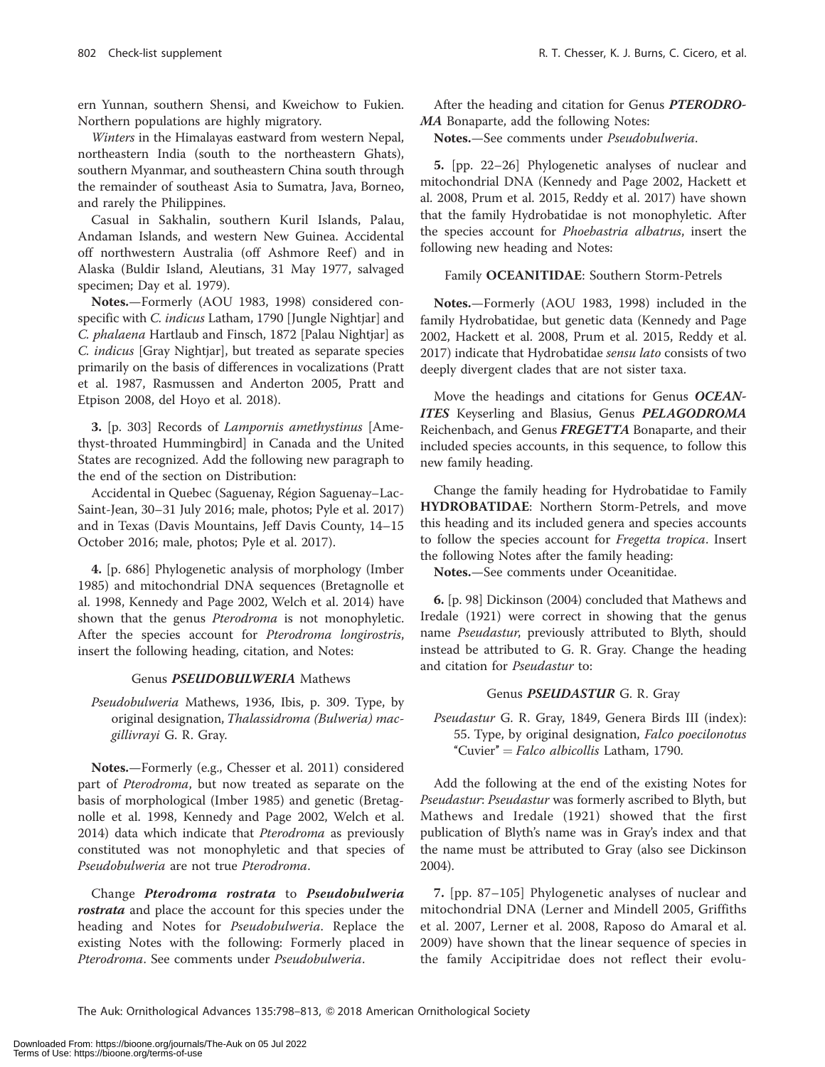ern Yunnan, southern Shensi, and Kweichow to Fukien. Northern populations are highly migratory.

*Winters* in the Himalayas eastward from western Nepal, northeastern India (south to the northeastern Ghats), southern Myanmar, and southeastern China south through the remainder of southeast Asia to Sumatra, Java, Borneo, and rarely the Philippines.

Casual in Sakhalin, southern Kuril Islands, Palau, Andaman Islands, and western New Guinea. Accidental off northwestern Australia (off Ashmore Reef) and in Alaska (Buldir Island, Aleutians, 31 May 1977, salvaged specimen; Day et al. 1979).

**Notes.**—Formerly (AOU 1983, 1998) considered conspecific with *C. indicus* Latham, 1790 [Jungle Nightjar] and *C. phalaena* Hartlaub and Finsch, 1872 [Palau Nightjar] as *C. indicus* [Gray Nightjar], but treated as separate species primarily on the basis of differences in vocalizations (Pratt et al. 1987, Rasmussen and Anderton 2005, Pratt and Etpison 2008, del Hoyo et al. 2018).

**3.** [p. 303] Records of *Lampornis amethystinus* [Amethyst-throated Hummingbird] in Canada and the United States are recognized. Add the following new paragraph to the end of the section on Distribution:

Accidental in Quebec (Saguenay, Région Saguenay–Lac-Saint-Jean, 30–31 July 2016; male, photos; Pyle et al. 2017) and in Texas (Davis Mountains, Jeff Davis County, 14–15 October 2016; male, photos; Pyle et al. 2017).

**4.** [p. 686] Phylogenetic analysis of morphology (Imber 1985) and mitochondrial DNA sequences (Bretagnolle et al. 1998, Kennedy and Page 2002, Welch et al. 2014) have shown that the genus *Pterodroma* is not monophyletic. After the species account for *Pterodroma longirostris*, insert the following heading, citation, and Notes:

Genus ***PSEUDOBULWERIA*** Mathews

*Pseudobulweria* Mathews, 1936, Ibis, p. 309. Type, by original designation, *Thalassidroma (Bulweria) macgillivrayi* G. R. Gray.

**Notes.**—Formerly (e.g., Chesser et al. 2011) considered part of *Pterodroma*, but now treated as separate on the basis of morphological (Imber 1985) and genetic (Bretagnolle et al. 1998, Kennedy and Page 2002, Welch et al. 2014) data which indicate that *Pterodroma* as previously constituted was not monophyletic and that species of *Pseudobulweria* are not true *Pterodroma*.

Change ***Pterodroma rostrata*** to ***Pseudobulweria rostrata*** and place the account for this species under the heading and Notes for *Pseudobulweria*. Replace the existing Notes with the following: Formerly placed in *Pterodroma*. See comments under *Pseudobulweria*.

After the heading and citation for Genus ***PTERODROMA*** Bonaparte, add the following Notes:

**Notes.**—See comments under *Pseudobulweria*.

**5.** [pp. 22–26] Phylogenetic analyses of nuclear and mitochondrial DNA (Kennedy and Page 2002, Hackett et al. 2008, Prum et al. 2015, Reddy et al. 2017) have shown that the family Hydrobatidae is not monophyletic. After the species account for *Phoebastria albatrus*, insert the following new heading and Notes:

Family **OCEANITIDAE**: Southern Storm-Petrels

**Notes.**—Formerly (AOU 1983, 1998) included in the family Hydrobatidae, but genetic data (Kennedy and Page 2002, Hackett et al. 2008, Prum et al. 2015, Reddy et al. 2017) indicate that Hydrobatidae *sensu lato* consists of two deeply divergent clades that are not sister taxa.

Move the headings and citations for Genus ***OCEANITES*** Keyserling and Blasius, Genus ***PELAGODROMA*** Reichenbach, and Genus ***FREGETTA*** Bonaparte, and their included species accounts, in this sequence, to follow this new family heading.

Change the family heading for Hydrobatidae to Family **HYDROBATIDAE**: Northern Storm-Petrels, and move this heading and its included genera and species accounts to follow the species account for *Fregetta tropica*. Insert the following Notes after the family heading:

**Notes.**—See comments under Oceanitidae.

**6.** [p. 98] Dickinson (2004) concluded that Mathews and Iredale (1921) were correct in showing that the genus name *Pseudastur*, previously attributed to Blyth, should instead be attributed to G. R. Gray. Change the heading and citation for *Pseudastur* to:

Genus ***PSEUDASTUR*** G. R. Gray

*Pseudastur* G. R. Gray, 1849, Genera Birds III (index): 55. Type, by original designation, *Falco poecilonotus* "Cuvier" = *Falco albicollis* Latham, 1790.

Add the following at the end of the existing Notes for *Pseudastur*: *Pseudastur* was formerly ascribed to Blyth, but Mathews and Iredale (1921) showed that the first publication of Blyth's name was in Gray's index and that the name must be attributed to Gray (also see Dickinson 2004).

**7.** [pp. 87–105] Phylogenetic analyses of nuclear and mitochondrial DNA (Lerner and Mindell 2005, Griffiths et al. 2007, Lerner et al. 2008, Raposo do Amaral et al. 2009) have shown that the linear sequence of species in the family Accipitridae does not reflect their evolu-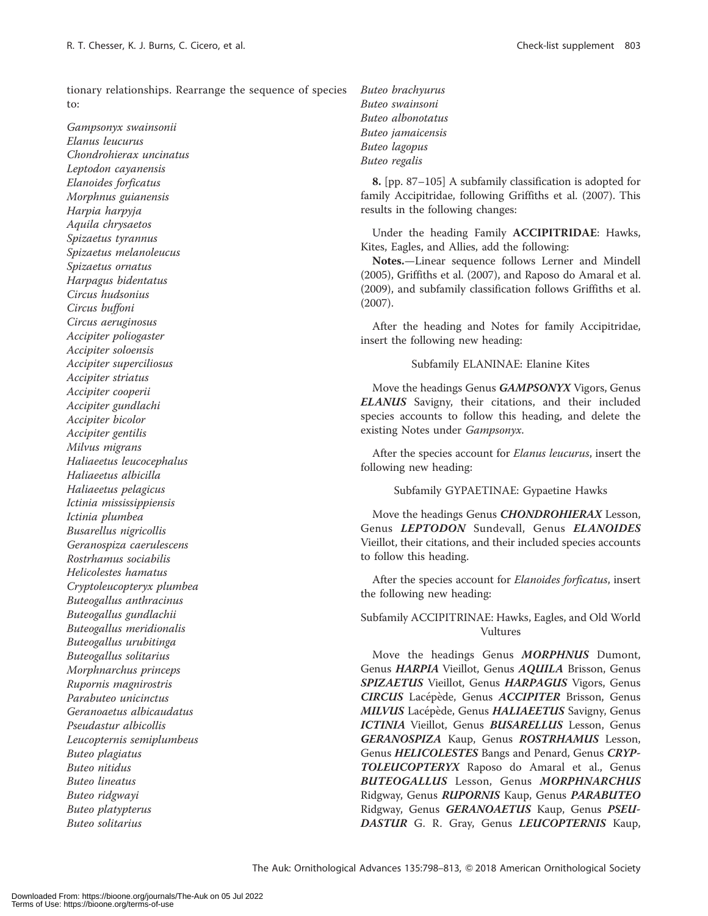tionary relationships. Rearrange the sequence of species to:

*Gampsonyx swainsonii*
*Elanus leucurus*
*Chondrohierax uncinatus*
*Leptodon cayanensis*
*Elanoides forficatus*
*Morphnus guianensis*
*Harpia harpyja*
*Aquila chrysaetos*
*Spizaetus tyrannus*
*Spizaetus melanoleucus*
*Spizaetus ornatus*
*Harpagus bidentatus*
*Circus hudsonius*
*Circus buffoni*
*Circus aeruginosus*
*Accipiter poliogaster*
*Accipiter soloensis*
*Accipiter superciliosus*
*Accipiter striatus*
*Accipiter cooperii*
*Accipiter gundlachi*
*Accipiter bicolor*
*Accipiter gentilis*
*Milvus migrans*
*Haliaeetus leucocephalus*
*Haliaeetus albicilla*
*Haliaeetus pelagicus*
*Ictinia mississippiensis*
*Ictinia plumbea*
*Busarellus nigricollis*
*Geranospiza caerulescens*
*Rostrhamus sociabilis*
*Helicolestes hamatus*
*Cryptoleucopteryx plumbea*
*Buteogallus anthracinus*
*Buteogallus gundlachii*
*Buteogallus meridionalis*
*Buteogallus urubitinga*
*Buteogallus solitarius*
*Morphnarchus princeps*
*Rupornis magnirostris*
*Parabuteo unicinctus*
*Geranoaetus albicaudatus*
*Pseudastur albicollis*
*Leucopternis semiplumbeus*
*Buteo plagiatus*
*Buteo nitidus*
*Buteo lineatus*
*Buteo ridgwayi*
*Buteo platypterus*
*Buteo solitarius*
*Buteo brachyurus*
*Buteo swainsoni*
*Buteo albonotatus*
*Buteo jamaicensis*
*Buteo lagopus*
*Buteo regalis*

**8.** [pp. 87–105] A subfamily classification is adopted for family Accipitridae, following Griffiths et al. (2007). This results in the following changes:

Under the heading Family **ACCIPITRIDAE**: Hawks, Kites, Eagles, and Allies, add the following:

**Notes.**—Linear sequence follows Lerner and Mindell (2005), Griffiths et al. (2007), and Raposo do Amaral et al. (2009), and subfamily classification follows Griffiths et al. (2007).

After the heading and Notes for family Accipitridae, insert the following new heading:

Subfamily ELANINAE: Elanine Kites

Move the headings Genus ***GAMPSONYX*** Vigors, Genus ***ELANUS*** Savigny, their citations, and their included species accounts to follow this heading, and delete the existing Notes under *Gampsonyx*.

After the species account for *Elanus leucurus*, insert the following new heading:

Subfamily GYPAETINAE: Gypaetine Hawks

Move the headings Genus ***CHONDROHIERAX*** Lesson, Genus ***LEPTODON*** Sundevall, Genus ***ELANOIDES*** Vieillot, their citations, and their included species accounts to follow this heading.

After the species account for *Elanoides forficatus*, insert the following new heading:

Subfamily ACCIPITRINAE: Hawks, Eagles, and Old World Vultures

Move the headings Genus ***MORPHNUS*** Dumont, Genus ***HARPIA*** Vieillot, Genus ***AQUILA*** Brisson, Genus ***SPIZAETUS*** Vieillot, Genus ***HARPAGUS*** Vigors, Genus ***CIRCUS*** Lacépède, Genus ***ACCIPITER*** Brisson, Genus ***MILVUS*** Lacépède, Genus ***HALIAEETUS*** Savigny, Genus ***ICTINIA*** Vieillot, Genus ***BUSARELLUS*** Lesson, Genus ***GERANOSPIZA*** Kaup, Genus ***ROSTRHAMUS*** Lesson, Genus ***HELICOLESTES*** Bangs and Penard, Genus ***CRYPTOLEUCOPTERYX*** Raposo do Amaral et al., Genus ***BUTEOGALLUS*** Lesson, Genus ***MORPHNARCHUS*** Ridgway, Genus ***RUPORNIS*** Kaup, Genus ***PARABUTEO*** Ridgway, Genus ***GERANOAETUS*** Kaup, Genus ***PSEUDASTUR*** G. R. Gray, Genus ***LEUCOPTERNIS*** Kaup,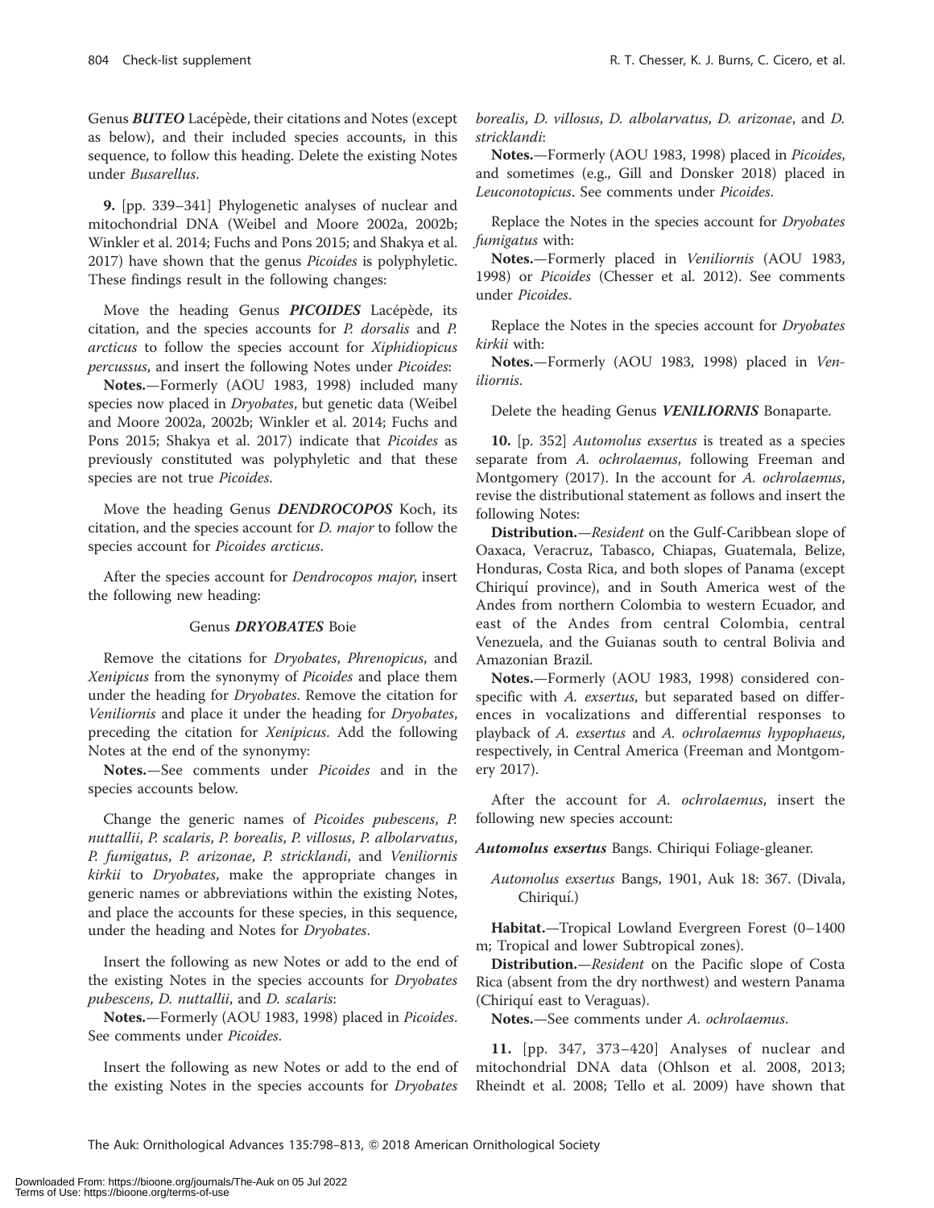Genus ***BUTEO*** Lacépède, their citations and Notes (except as below), and their included species accounts, in this sequence, to follow this heading. Delete the existing Notes under *Busarellus*.

**9.** [pp. 339–341] Phylogenetic analyses of nuclear and mitochondrial DNA (Weibel and Moore 2002a, 2002b; Winkler et al. 2014; Fuchs and Pons 2015; and Shakya et al. 2017) have shown that the genus *Picoides* is polyphyletic. These findings result in the following changes:

Move the heading Genus ***PICOIDES*** Lacépède, its citation, and the species accounts for *P. dorsalis* and *P. arcticus* to follow the species account for *Xiphidiopicus percussus*, and insert the following Notes under *Picoides*:

**Notes.**—Formerly (AOU 1983, 1998) included many species now placed in *Dryobates*, but genetic data (Weibel and Moore 2002a, 2002b; Winkler et al. 2014; Fuchs and Pons 2015; Shakya et al. 2017) indicate that *Picoides* as previously constituted was polyphyletic and that these species are not true *Picoides*.

Move the heading Genus ***DENDROCOPOS*** Koch, its citation, and the species account for *D. major* to follow the species account for *Picoides arcticus*.

After the species account for *Dendrocopos major*, insert the following new heading:

Genus ***DRYOBATES*** Boie

Remove the citations for *Dryobates*, *Phrenopicus*, and *Xenipicus* from the synonymy of *Picoides* and place them under the heading for *Dryobates*. Remove the citation for *Veniliornis* and place it under the heading for *Dryobates*, preceding the citation for *Xenipicus*. Add the following Notes at the end of the synonymy:

**Notes.**—See comments under *Picoides* and in the species accounts below.

Change the generic names of *Picoides pubescens*, *P. nuttallii*, *P. scalaris*, *P. borealis*, *P. villosus*, *P. albolarvatus*, *P. fumigatus*, *P. arizonae*, *P. stricklandi*, and *Veniliornis kirkii* to *Dryobates*, make the appropriate changes in generic names or abbreviations within the existing Notes, and place the accounts for these species, in this sequence, under the heading and Notes for *Dryobates*.

Insert the following as new Notes or add to the end of the existing Notes in the species accounts for *Dryobates pubescens*, *D. nuttallii*, and *D. scalaris*:

**Notes.**—Formerly (AOU 1983, 1998) placed in *Picoides*. See comments under *Picoides*.

Insert the following as new Notes or add to the end of the existing Notes in the species accounts for *Dryobates borealis*, *D. villosus*, *D. albolarvatus*, *D. arizonae*, and *D. stricklandi*:

**Notes.**—Formerly (AOU 1983, 1998) placed in *Picoides*, and sometimes (e.g., Gill and Donsker 2018) placed in *Leuconotopicus*. See comments under *Picoides*.

Replace the Notes in the species account for *Dryobates fumigatus* with:

**Notes.**—Formerly placed in *Veniliornis* (AOU 1983, 1998) or *Picoides* (Chesser et al. 2012). See comments under *Picoides*.

Replace the Notes in the species account for *Dryobates kirkii* with:

**Notes.**—Formerly (AOU 1983, 1998) placed in *Veniliornis*.

Delete the heading Genus ***VENILIORNIS*** Bonaparte.

**10.** [p. 352] *Automolus exsertus* is treated as a species separate from *A. ochrolaemus*, following Freeman and Montgomery (2017). In the account for *A. ochrolaemus*, revise the distributional statement as follows and insert the following Notes:

**Distribution.**—*Resident* on the Gulf-Caribbean slope of Oaxaca, Veracruz, Tabasco, Chiapas, Guatemala, Belize, Honduras, Costa Rica, and both slopes of Panama (except Chiriquí province), and in South America west of the Andes from northern Colombia to western Ecuador, and east of the Andes from central Colombia, central Venezuela, and the Guianas south to central Bolivia and Amazonian Brazil.

**Notes.**—Formerly (AOU 1983, 1998) considered conspecific with *A. exsertus*, but separated based on differences in vocalizations and differential responses to playback of *A. exsertus* and *A. ochrolaemus hypophaeus*, respectively, in Central America (Freeman and Montgomery 2017).

After the account for *A. ochrolaemus*, insert the following new species account:

***Automolus exsertus*** **Bangs. Chiriqui Foliage-gleaner.**

*Automolus exsertus* Bangs, 1901, Auk 18: 367. (Divala, Chiriquí.)

**Habitat.**—Tropical Lowland Evergreen Forest (0–1400 m; Tropical and lower Subtropical zones).

**Distribution.**—*Resident* on the Pacific slope of Costa Rica (absent from the dry northwest) and western Panama (Chiriquí east to Veraguas).

**Notes.**—See comments under *A. ochrolaemus*.

**11.** [pp. 347, 373–420] Analyses of nuclear and mitochondrial DNA data (Ohlson et al. 2008, 2013; Rheindt et al. 2008; Tello et al. 2009) have shown that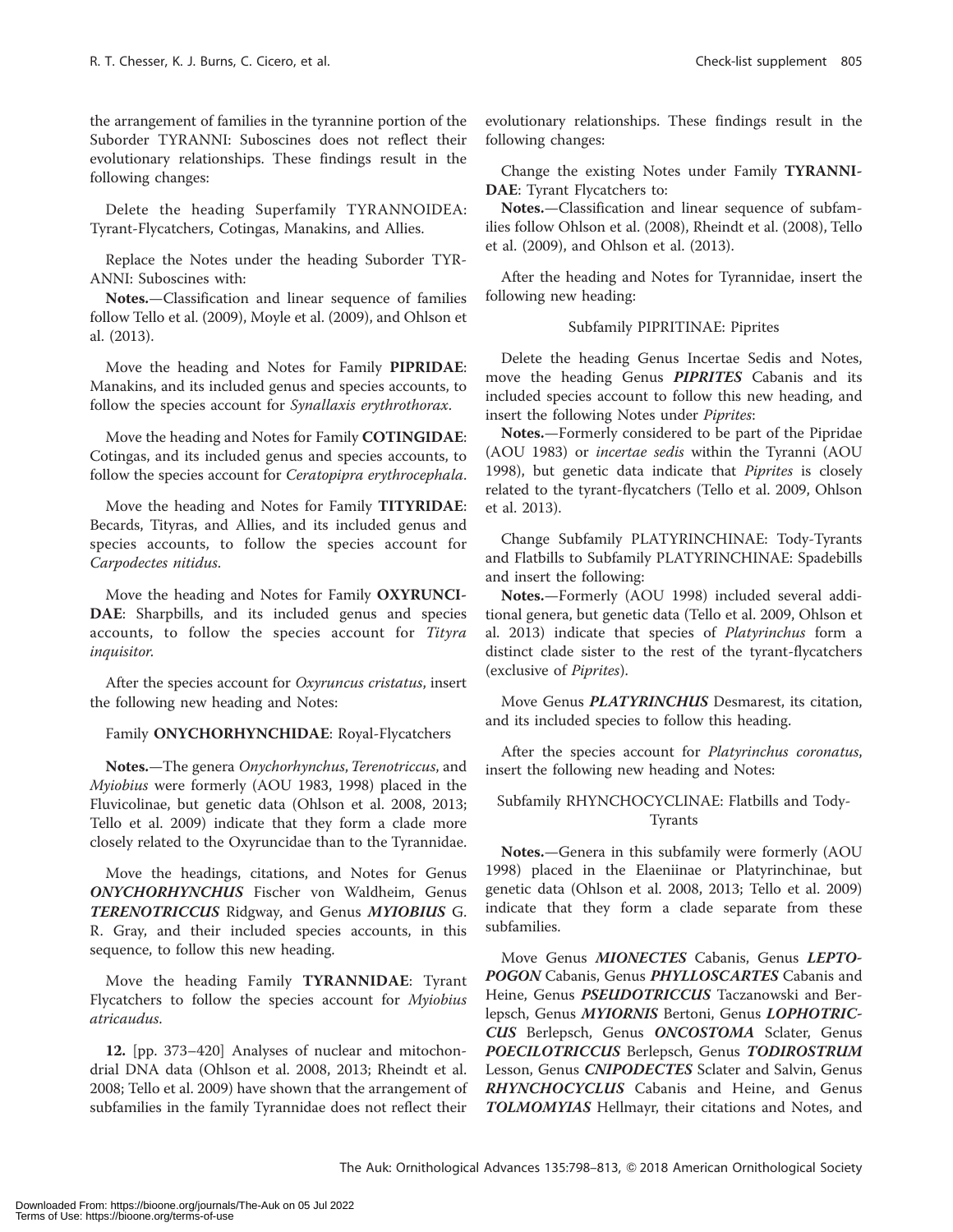the arrangement of families in the tyrannine portion of the Suborder TYRANNI: Suboscines does not reflect their evolutionary relationships. These findings result in the following changes:

Delete the heading Superfamily TYRANNOIDEA: Tyrant-Flycatchers, Cotingas, Manakins, and Allies.

Replace the Notes under the heading Suborder TYRANNI: Suboscines with:

**Notes.**—Classification and linear sequence of families follow Tello et al. (2009), Moyle et al. (2009), and Ohlson et al. (2013).

Move the heading and Notes for Family **PIPRIDAE**: Manakins, and its included genus and species accounts, to follow the species account for *Synallaxis erythrothorax*.

Move the heading and Notes for Family **COTINGIDAE**: Cotingas, and its included genus and species accounts, to follow the species account for *Ceratopipra erythrocephala*.

Move the heading and Notes for Family **TITYRIDAE**: Becards, Tityras, and Allies, and its included genus and species accounts, to follow the species account for *Carpodectes nitidus*.

Move the heading and Notes for Family **OXYRUNCIDAE**: Sharpbills, and its included genus and species accounts, to follow the species account for *Tityra inquisitor*.

After the species account for *Oxyruncus cristatus*, insert the following new heading and Notes:

Family **ONYCHORHYNCHIDAE**: Royal-Flycatchers

**Notes.**—The genera *Onychorhynchus*, *Terenotriccus*, and *Myiobius* were formerly (AOU 1983, 1998) placed in the Fluvicolinae, but genetic data (Ohlson et al. 2008, 2013; Tello et al. 2009) indicate that they form a clade more closely related to the Oxyruncidae than to the Tyrannidae.

Move the headings, citations, and Notes for Genus ***ONYCHORHYNCHUS*** Fischer von Waldheim, Genus ***TERENOTRICCUS*** Ridgway, and Genus ***MYIOBIUS*** G. R. Gray, and their included species accounts, in this sequence, to follow this new heading.

Move the heading Family **TYRANNIDAE**: Tyrant Flycatchers to follow the species account for *Myiobius atricaudus*.

**12.** [pp. 373–420] Analyses of nuclear and mitochondrial DNA data (Ohlson et al. 2008, 2013; Rheindt et al. 2008; Tello et al. 2009) have shown that the arrangement of subfamilies in the family Tyrannidae does not reflect their evolutionary relationships. These findings result in the following changes:

Change the existing Notes under Family **TYRANNIDAE**: Tyrant Flycatchers to:

**Notes.**—Classification and linear sequence of subfamilies follow Ohlson et al. (2008), Rheindt et al. (2008), Tello et al. (2009), and Ohlson et al. (2013).

After the heading and Notes for Tyrannidae, insert the following new heading:

Subfamily PIPRITINAE: Piprites

Delete the heading Genus Incertae Sedis and Notes, move the heading Genus ***PIPRITES*** Cabanis and its included species account to follow this new heading, and insert the following Notes under *Piprites*:

**Notes.**—Formerly considered to be part of the Pipridae (AOU 1983) or *incertae sedis* within the Tyranni (AOU 1998), but genetic data indicate that *Piprites* is closely related to the tyrant-flycatchers (Tello et al. 2009, Ohlson et al. 2013).

Change Subfamily PLATYRINCHINAE: Tody-Tyrants and Flatbills to Subfamily PLATYRINCHINAE: Spadebills and insert the following:

**Notes.**—Formerly (AOU 1998) included several additional genera, but genetic data (Tello et al. 2009, Ohlson et al. 2013) indicate that species of *Platyrinchus* form a distinct clade sister to the rest of the tyrant-flycatchers (exclusive of *Piprites*).

Move Genus ***PLATYRINCHUS*** Desmarest, its citation, and its included species to follow this heading.

After the species account for *Platyrinchus coronatus*, insert the following new heading and Notes:

Subfamily RHYNCHOCYCLINAE: Flatbills and Tody-Tyrants

**Notes.**—Genera in this subfamily were formerly (AOU 1998) placed in the Elaeniinae or Platyrinchinae, but genetic data (Ohlson et al. 2008, 2013; Tello et al. 2009) indicate that they form a clade separate from these subfamilies.

Move Genus ***MIONECTES*** Cabanis, Genus ***LEPTOPOGON*** Cabanis, Genus ***PHYLLOSCARTES*** Cabanis and Heine, Genus ***PSEUDOTRICCUS*** Taczanowski and Berlepsch, Genus ***MYIORNIS*** Bertoni, Genus ***LOPHOTRICCUS*** Berlepsch, Genus ***ONCOSTOMA*** Sclater, Genus ***POECILOTRICCUS*** Berlepsch, Genus ***TODIROSTRUM*** Lesson, Genus ***CNIPODECTES*** Sclater and Salvin, Genus ***RHYNCHOCYCLUS*** Cabanis and Heine, and Genus ***TOLMOMYIAS*** Hellmayr, their citations and Notes, and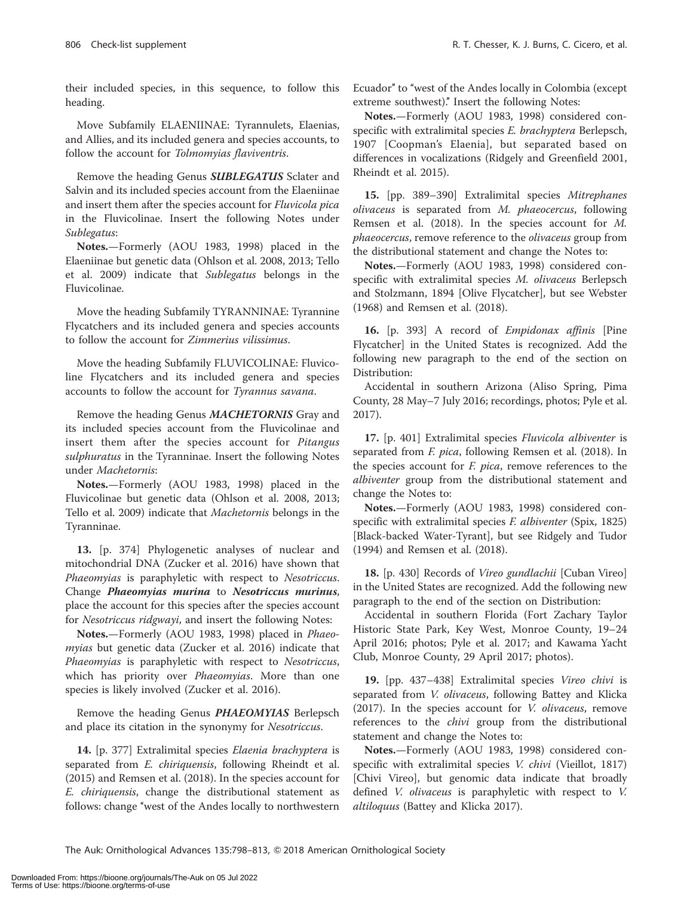their included species, in this sequence, to follow this heading.

Move Subfamily ELAENIINAE: Tyrannulets, Elaenias, and Allies, and its included genera and species accounts, to follow the account for *Tolmomyias flaviventris*.

Remove the heading Genus ***SUBLEGATUS*** Sclater and Salvin and its included species account from the Elaeniinae and insert them after the species account for *Fluvicola pica* in the Fluvicolinae. Insert the following Notes under *Sublegatus*:

**Notes.**—Formerly (AOU 1983, 1998) placed in the Elaeniinae but genetic data (Ohlson et al. 2008, 2013; Tello et al. 2009) indicate that *Sublegatus* belongs in the Fluvicolinae.

Move the heading Subfamily TYRANNINAE: Tyrannine Flycatchers and its included genera and species accounts to follow the account for *Zimmerius vilissimus*.

Move the heading Subfamily FLUVICOLINAE: Fluvicoline Flycatchers and its included genera and species accounts to follow the account for *Tyrannus savana*.

Remove the heading Genus ***MACHETORNIS*** Gray and its included species account from the Fluvicolinae and insert them after the species account for *Pitangus sulphuratus* in the Tyranninae. Insert the following Notes under *Machetornis*:

**Notes.**—Formerly (AOU 1983, 1998) placed in the Fluvicolinae but genetic data (Ohlson et al. 2008, 2013; Tello et al. 2009) indicate that *Machetornis* belongs in the Tyranninae.

**13.** [p. 374] Phylogenetic analyses of nuclear and mitochondrial DNA (Zucker et al. 2016) have shown that *Phaeomyias* is paraphyletic with respect to *Nesotriccus*. Change ***Phaeomyias murina*** to ***Nesotriccus murinus***, place the account for this species after the species account for *Nesotriccus ridgwayi*, and insert the following Notes:

**Notes.**—Formerly (AOU 1983, 1998) placed in *Phaeomyias* but genetic data (Zucker et al. 2016) indicate that *Phaeomyias* is paraphyletic with respect to *Nesotriccus*, which has priority over *Phaeomyias*. More than one species is likely involved (Zucker et al. 2016).

Remove the heading Genus ***PHAEOMYIAS*** Berlepsch and place its citation in the synonymy for *Nesotriccus*.

**14.** [p. 377] Extralimital species *Elaenia brachyptera* is separated from *E. chiriquensis*, following Rheindt et al. (2015) and Remsen et al. (2018). In the species account for *E. chiriquensis*, change the distributional statement as follows: change "west of the Andes locally to northwestern Ecuador" to "west of the Andes locally in Colombia (except extreme southwest)." Insert the following Notes:

**Notes.**—Formerly (AOU 1983, 1998) considered conspecific with extralimital species *E. brachyptera* Berlepsch, 1907 [Coopman's Elaenia], but separated based on differences in vocalizations (Ridgely and Greenfield 2001, Rheindt et al. 2015).

**15.** [pp. 389–390] Extralimital species *Mitrephanes olivaceus* is separated from *M. phaeocercus*, following Remsen et al. (2018). In the species account for *M. phaeocercus*, remove reference to the *olivaceus* group from the distributional statement and change the Notes to:

**Notes.**—Formerly (AOU 1983, 1998) considered conspecific with extralimital species *M. olivaceus* Berlepsch and Stolzmann, 1894 [Olive Flycatcher], but see Webster (1968) and Remsen et al. (2018).

**16.** [p. 393] A record of *Empidonax affinis* [Pine Flycatcher] in the United States is recognized. Add the following new paragraph to the end of the section on Distribution:

Accidental in southern Arizona (Aliso Spring, Pima County, 28 May–7 July 2016; recordings, photos; Pyle et al. 2017).

**17.** [p. 401] Extralimital species *Fluvicola albiventer* is separated from *F. pica*, following Remsen et al. (2018). In the species account for *F. pica*, remove references to the *albiventer* group from the distributional statement and change the Notes to:

**Notes.**—Formerly (AOU 1983, 1998) considered conspecific with extralimital species *F. albiventer* (Spix, 1825) [Black-backed Water-Tyrant], but see Ridgely and Tudor (1994) and Remsen et al. (2018).

**18.** [p. 430] Records of *Vireo gundlachii* [Cuban Vireo] in the United States are recognized. Add the following new paragraph to the end of the section on Distribution:

Accidental in southern Florida (Fort Zachary Taylor Historic State Park, Key West, Monroe County, 19–24 April 2016; photos; Pyle et al. 2017; and Kawama Yacht Club, Monroe County, 29 April 2017; photos).

**19.** [pp. 437–438] Extralimital species *Vireo chivi* is separated from *V. olivaceus*, following Battey and Klicka (2017). In the species account for *V. olivaceus*, remove references to the *chivi* group from the distributional statement and change the Notes to:

**Notes.**—Formerly (AOU 1983, 1998) considered conspecific with extralimital species *V. chivi* (Vieillot, 1817) [Chivi Vireo], but genomic data indicate that broadly defined *V. olivaceus* is paraphyletic with respect to *V. altiloquus* (Battey and Klicka 2017).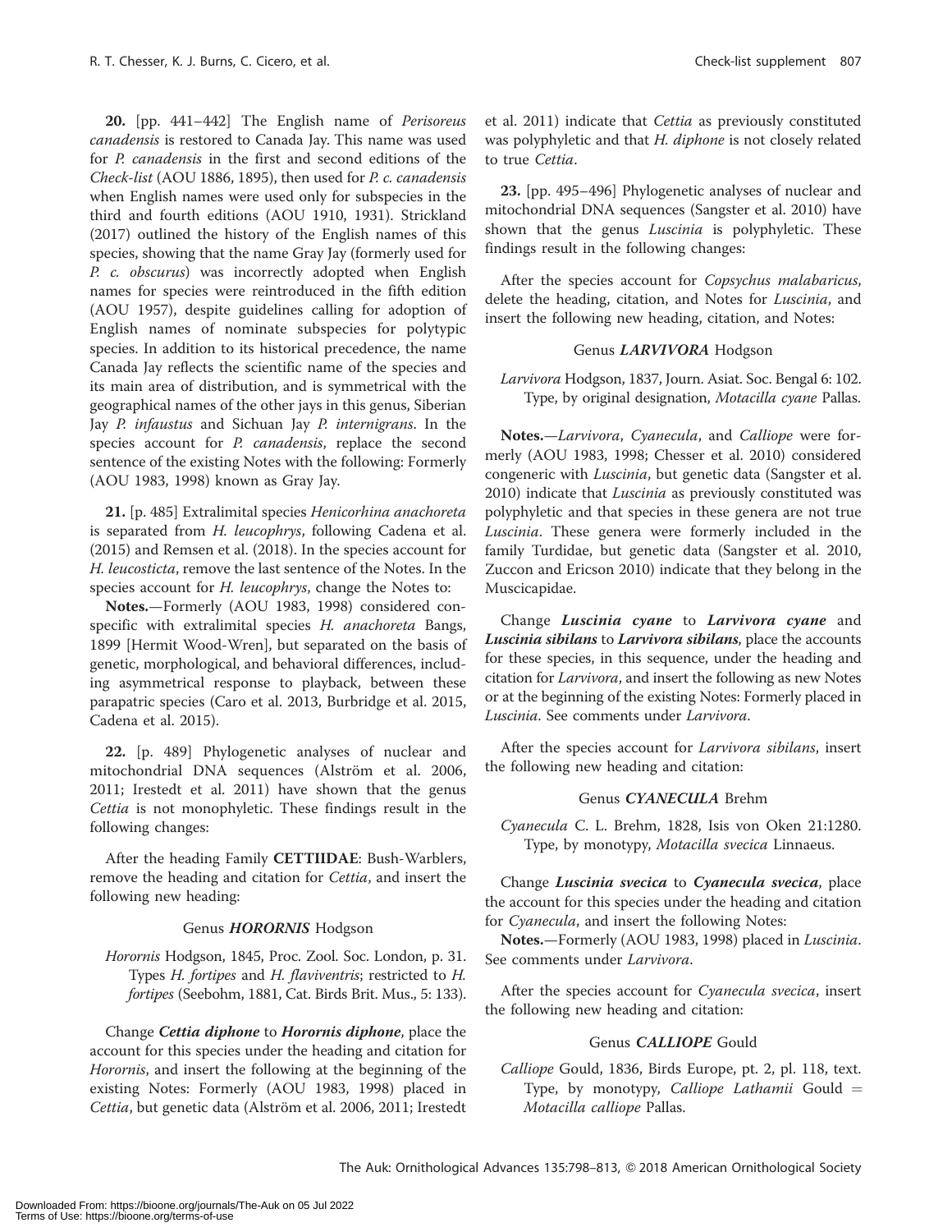**20.** [pp. 441–442] The English name of *Perisoreus canadensis* is restored to Canada Jay. This name was used for *P. canadensis* in the first and second editions of the *Check-list* (AOU 1886, 1895), then used for *P. c. canadensis* when English names were used only for subspecies in the third and fourth editions (AOU 1910, 1931). Strickland (2017) outlined the history of the English names of this species, showing that the name Gray Jay (formerly used for *P. c. obscurus*) was incorrectly adopted when English names for species were reintroduced in the fifth edition (AOU 1957), despite guidelines calling for adoption of English names of nominate subspecies for polytypic species. In addition to its historical precedence, the name Canada Jay reflects the scientific name of the species and its main area of distribution, and is symmetrical with the geographical names of the other jays in this genus, Siberian Jay *P. infaustus* and Sichuan Jay *P. internigrans*. In the species account for *P. canadensis*, replace the second sentence of the existing Notes with the following: Formerly (AOU 1983, 1998) known as Gray Jay.

**21.** [p. 485] Extralimital species *Henicorhina anachoreta* is separated from *H. leucophrys*, following Cadena et al. (2015) and Remsen et al. (2018). In the species account for *H. leucosticta*, remove the last sentence of the Notes. In the species account for *H. leucophrys*, change the Notes to:

**Notes.**—Formerly (AOU 1983, 1998) considered conspecific with extralimital species *H. anachoreta* Bangs, 1899 [Hermit Wood-Wren], but separated on the basis of genetic, morphological, and behavioral differences, including asymmetrical response to playback, between these parapatric species (Caro et al. 2013, Burbridge et al. 2015, Cadena et al. 2015).

**22.** [p. 489] Phylogenetic analyses of nuclear and mitochondrial DNA sequences (Alström et al. 2006, 2011; Irestedt et al. 2011) have shown that the genus *Cettia* is not monophyletic. These findings result in the following changes:

After the heading Family **CETTIIDAE**: Bush-Warblers, remove the heading and citation for *Cettia*, and insert the following new heading:

Genus ***HORORNIS*** Hodgson

*Horornis* Hodgson, 1845, Proc. Zool. Soc. London, p. 31. Types *H. fortipes* and *H. flaviventris*; restricted to *H. fortipes* (Seebohm, 1881, Cat. Birds Brit. Mus., 5: 133).

Change ***Cettia diphone*** to ***Horornis diphone***, place the account for this species under the heading and citation for *Horornis*, and insert the following at the beginning of the existing Notes: Formerly (AOU 1983, 1998) placed in *Cettia*, but genetic data (Alström et al. 2006, 2011; Irestedt et al. 2011) indicate that *Cettia* as previously constituted was polyphyletic and that *H. diphone* is not closely related to true *Cettia*.

**23.** [pp. 495–496] Phylogenetic analyses of nuclear and mitochondrial DNA sequences (Sangster et al. 2010) have shown that the genus *Luscinia* is polyphyletic. These findings result in the following changes:

After the species account for *Copsychus malabaricus*, delete the heading, citation, and Notes for *Luscinia*, and insert the following new heading, citation, and Notes:

Genus ***LARVIVORA*** Hodgson

*Larvivora* Hodgson, 1837, Journ. Asiat. Soc. Bengal 6: 102. Type, by original designation, *Motacilla cyane* Pallas.

**Notes.**—*Larvivora*, *Cyanecula*, and *Calliope* were formerly (AOU 1983, 1998; Chesser et al. 2010) considered congeneric with *Luscinia*, but genetic data (Sangster et al. 2010) indicate that *Luscinia* as previously constituted was polyphyletic and that species in these genera are not true *Luscinia*. These genera were formerly included in the family Turdidae, but genetic data (Sangster et al. 2010, Zuccon and Ericson 2010) indicate that they belong in the Muscicapidae.

Change ***Luscinia cyane*** to ***Larvivora cyane*** and ***Luscinia sibilans*** to ***Larvivora sibilans***, place the accounts for these species, in this sequence, under the heading and citation for *Larvivora*, and insert the following as new Notes or at the beginning of the existing Notes: Formerly placed in *Luscinia*. See comments under *Larvivora*.

After the species account for *Larvivora sibilans*, insert the following new heading and citation:

Genus ***CYANECULA*** Brehm

*Cyanecula* C. L. Brehm, 1828, Isis von Oken 21:1280. Type, by monotypy, *Motacilla svecica* Linnaeus.

Change ***Luscinia svecica*** to ***Cyanecula svecica***, place the account for this species under the heading and citation for *Cyanecula*, and insert the following Notes:

**Notes.**—Formerly (AOU 1983, 1998) placed in *Luscinia*. See comments under *Larvivora*.

After the species account for *Cyanecula svecica*, insert the following new heading and citation:

Genus ***CALLIOPE*** Gould

*Calliope* Gould, 1836, Birds Europe, pt. 2, pl. 118, text. Type, by monotypy, *Calliope Lathamii* Gould = *Motacilla calliope* Pallas.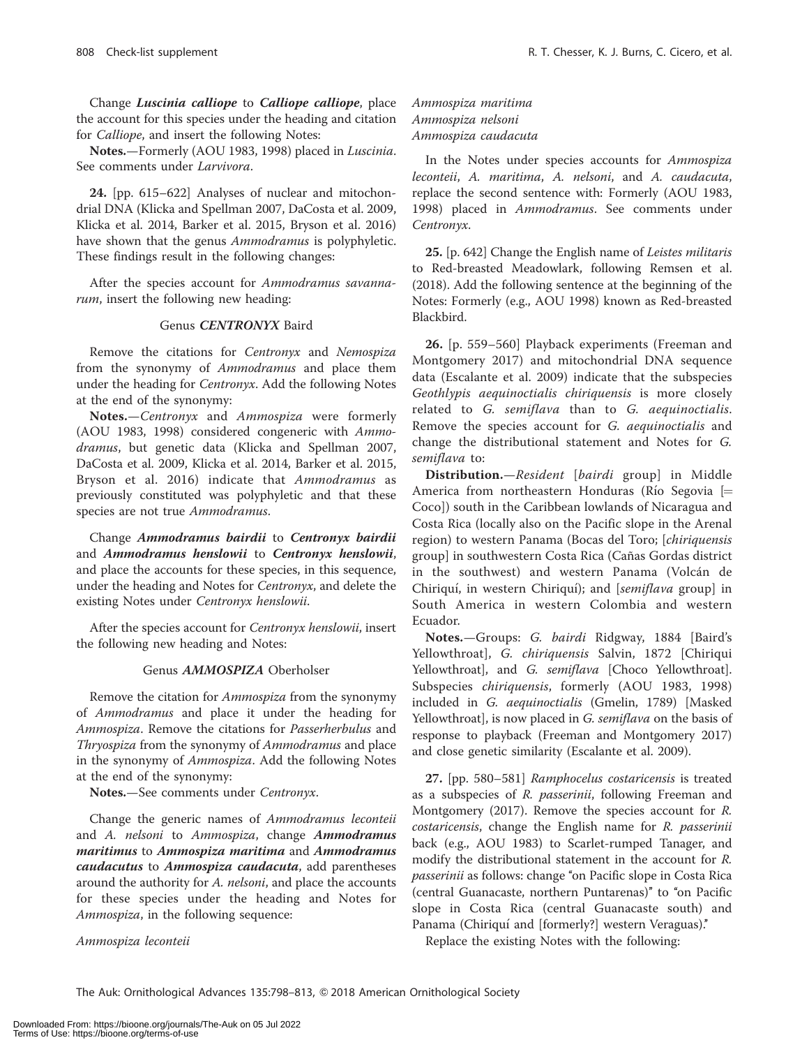Change ***Luscinia calliope*** to ***Calliope calliope***, place the account for this species under the heading and citation for *Calliope*, and insert the following Notes:

**Notes.**—Formerly (AOU 1983, 1998) placed in *Luscinia*. See comments under *Larvivora*.

**24.** [pp. 615–622] Analyses of nuclear and mitochondrial DNA (Klicka and Spellman 2007, DaCosta et al. 2009, Klicka et al. 2014, Barker et al. 2015, Bryson et al. 2016) have shown that the genus *Ammodramus* is polyphyletic. These findings result in the following changes:

After the species account for *Ammodramus savannarum*, insert the following new heading:

Genus ***CENTRONYX*** Baird

Remove the citations for *Centronyx* and *Nemospiza* from the synonymy of *Ammodramus* and place them under the heading for *Centronyx*. Add the following Notes at the end of the synonymy:

**Notes.**—*Centronyx* and *Ammospiza* were formerly (AOU 1983, 1998) considered congeneric with *Ammodramus*, but genetic data (Klicka and Spellman 2007, DaCosta et al. 2009, Klicka et al. 2014, Barker et al. 2015, Bryson et al. 2016) indicate that *Ammodramus* as previously constituted was polyphyletic and that these species are not true *Ammodramus*.

Change ***Ammodramus bairdii*** to ***Centronyx bairdii*** and ***Ammodramus henslowii*** to ***Centronyx henslowii***, and place the accounts for these species, in this sequence, under the heading and Notes for *Centronyx*, and delete the existing Notes under *Centronyx henslowii*.

After the species account for *Centronyx henslowii*, insert the following new heading and Notes:

Genus ***AMMOSPIZA*** Oberholser

Remove the citation for *Ammospiza* from the synonymy of *Ammodramus* and place it under the heading for *Ammospiza*. Remove the citations for *Passerherbulus* and *Thryospiza* from the synonymy of *Ammodramus* and place in the synonymy of *Ammospiza*. Add the following Notes at the end of the synonymy:

**Notes.**—See comments under *Centronyx*.

Change the generic names of *Ammodramus leconteii* and *A. nelsoni* to *Ammospiza*, change ***Ammodramus maritimus*** to ***Ammospiza maritima*** and ***Ammodramus caudacutus*** to ***Ammospiza caudacuta***, add parentheses around the authority for *A. nelsoni*, and place the accounts for these species under the heading and Notes for *Ammospiza*, in the following sequence:

*Ammospiza leconteii*
*Ammospiza maritima*
*Ammospiza nelsoni*
*Ammospiza caudacuta*

In the Notes under species accounts for *Ammospiza leconteii*, *A. maritima*, *A. nelsoni*, and *A. caudacuta*, replace the second sentence with: Formerly (AOU 1983, 1998) placed in *Ammodramus*. See comments under *Centronyx*.

**25.** [p. 642] Change the English name of *Leistes militaris* to Red-breasted Meadowlark, following Remsen et al. (2018). Add the following sentence at the beginning of the Notes: Formerly (e.g., AOU 1998) known as Red-breasted Blackbird.

**26.** [p. 559–560] Playback experiments (Freeman and Montgomery 2017) and mitochondrial DNA sequence data (Escalante et al. 2009) indicate that the subspecies *Geothlypis aequinoctialis chiriquensis* is more closely related to *G. semiflava* than to *G. aequinoctialis*. Remove the species account for *G. aequinoctialis* and change the distributional statement and Notes for *G. semiflava* to:

**Distribution.**—*Resident* [*bairdi* group] in Middle America from northeastern Honduras (Río Segovia [= Coco]) south in the Caribbean lowlands of Nicaragua and Costa Rica (locally also on the Pacific slope in the Arenal region) to western Panama (Bocas del Toro; [*chiriquensis* group] in southwestern Costa Rica (Cañas Gordas district in the southwest) and western Panama (Volcán de Chiriquí, in western Chiriquí); and [*semiflava* group] in South America in western Colombia and western Ecuador.

**Notes.**—Groups: *G. bairdi* Ridgway, 1884 [Baird's Yellowthroat], *G. chiriquensis* Salvin, 1872 [Chiriqui Yellowthroat], and *G. semiflava* [Choco Yellowthroat]. Subspecies *chiriquensis*, formerly (AOU 1983, 1998) included in *G. aequinoctialis* (Gmelin, 1789) [Masked Yellowthroat], is now placed in *G. semiflava* on the basis of response to playback (Freeman and Montgomery 2017) and close genetic similarity (Escalante et al. 2009).

**27.** [pp. 580–581] *Ramphocelus costaricensis* is treated as a subspecies of *R. passerinii*, following Freeman and Montgomery (2017). Remove the species account for *R. costaricensis*, change the English name for *R. passerinii* back (e.g., AOU 1983) to Scarlet-rumped Tanager, and modify the distributional statement in the account for *R. passerinii* as follows: change "on Pacific slope in Costa Rica (central Guanacaste, northern Puntarenas)" to "on Pacific slope in Costa Rica (central Guanacaste south) and Panama (Chiriquí and [formerly?] western Veraguas)."

Replace the existing Notes with the following: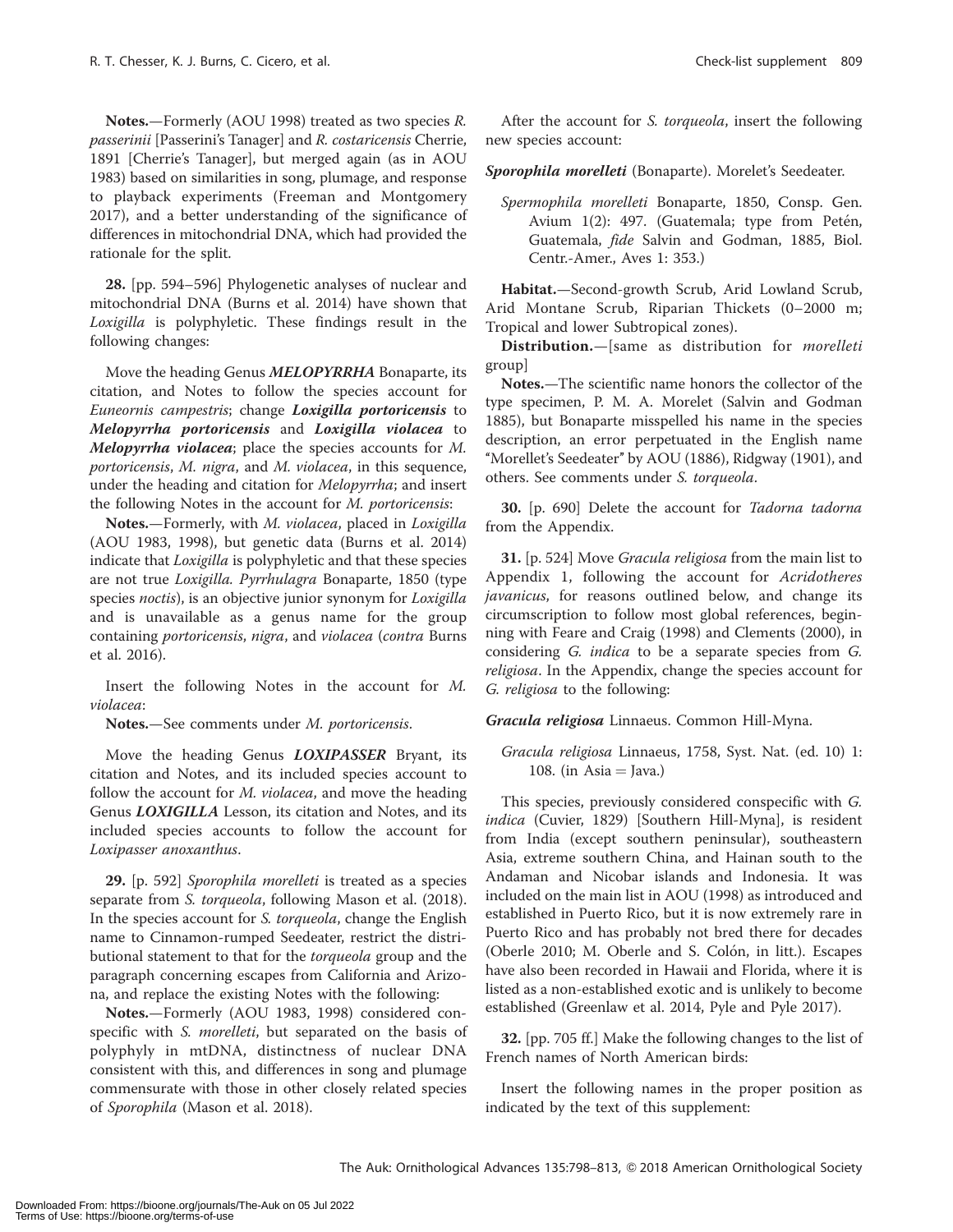**Notes.**—Formerly (AOU 1998) treated as two species *R. passerinii* [Passerini's Tanager] and *R. costaricensis* Cherrie, 1891 [Cherrie's Tanager], but merged again (as in AOU 1983) based on similarities in song, plumage, and response to playback experiments (Freeman and Montgomery 2017), and a better understanding of the significance of differences in mitochondrial DNA, which had provided the rationale for the split.

**28.** [pp. 594–596] Phylogenetic analyses of nuclear and mitochondrial DNA (Burns et al. 2014) have shown that *Loxigilla* is polyphyletic. These findings result in the following changes:

Move the heading Genus ***MELOPYRRHA*** Bonaparte, its citation, and Notes to follow the species account for *Euneornis campestris*; change ***Loxigilla portoricensis*** to ***Melopyrrha portoricensis*** and ***Loxigilla violacea*** to ***Melopyrrha violacea***; place the species accounts for *M. portoricensis*, *M. nigra*, and *M. violacea*, in this sequence, under the heading and citation for *Melopyrrha*; and insert the following Notes in the account for *M. portoricensis*:

**Notes.**—Formerly, with *M. violacea*, placed in *Loxigilla* (AOU 1983, 1998), but genetic data (Burns et al. 2014) indicate that *Loxigilla* is polyphyletic and that these species are not true *Loxigilla. Pyrrhulagra* Bonaparte, 1850 (type species *noctis*), is an objective junior synonym for *Loxigilla* and is unavailable as a genus name for the group containing *portoricensis*, *nigra*, and *violacea* (*contra* Burns et al. 2016).

Insert the following Notes in the account for *M. violacea*:

**Notes.**—See comments under *M. portoricensis*.

Move the heading Genus ***LOXIPASSER*** Bryant, its citation and Notes, and its included species account to follow the account for *M. violacea*, and move the heading Genus ***LOXIGILLA*** Lesson, its citation and Notes, and its included species accounts to follow the account for *Loxipasser anoxanthus*.

**29.** [p. 592] *Sporophila morelleti* is treated as a species separate from *S. torqueola*, following Mason et al. (2018). In the species account for *S. torqueola*, change the English name to Cinnamon-rumped Seedeater, restrict the distributional statement to that for the *torqueola* group and the paragraph concerning escapes from California and Arizona, and replace the existing Notes with the following:

**Notes.**—Formerly (AOU 1983, 1998) considered conspecific with *S. morelleti*, but separated on the basis of polyphyly in mtDNA, distinctness of nuclear DNA consistent with this, and differences in song and plumage commensurate with those in other closely related species of *Sporophila* (Mason et al. 2018).

After the account for *S. torqueola*, insert the following new species account:

***Sporophila morelleti*** (Bonaparte). Morelet's Seedeater.

*Spermophila morelleti* Bonaparte, 1850, Consp. Gen. Avium 1(2): 497. (Guatemala; type from Petén, Guatemala, *fide* Salvin and Godman, 1885, Biol. Centr.-Amer., Aves 1: 353.)

**Habitat.**—Second-growth Scrub, Arid Lowland Scrub, Arid Montane Scrub, Riparian Thickets (0–2000 m; Tropical and lower Subtropical zones).

**Distribution.**—[same as distribution for *morelleti* group]

**Notes.**—The scientific name honors the collector of the type specimen, P. M. A. Morelet (Salvin and Godman 1885), but Bonaparte misspelled his name in the species description, an error perpetuated in the English name "Morellet's Seedeater" by AOU (1886), Ridgway (1901), and others. See comments under *S. torqueola*.

**30.** [p. 690] Delete the account for *Tadorna tadorna* from the Appendix.

**31.** [p. 524] Move *Gracula religiosa* from the main list to Appendix 1, following the account for *Acridotheres javanicus*, for reasons outlined below, and change its circumscription to follow most global references, beginning with Feare and Craig (1998) and Clements (2000), in considering *G. indica* to be a separate species from *G. religiosa*. In the Appendix, change the species account for *G. religiosa* to the following:

***Gracula religiosa*** Linnaeus. Common Hill-Myna.

*Gracula religiosa* Linnaeus, 1758, Syst. Nat. (ed. 10) 1: 108. (in Asia = Java.)

This species, previously considered conspecific with *G. indica* (Cuvier, 1829) [Southern Hill-Myna], is resident from India (except southern peninsular), southeastern Asia, extreme southern China, and Hainan south to the Andaman and Nicobar islands and Indonesia. It was included on the main list in AOU (1998) as introduced and established in Puerto Rico, but it is now extremely rare in Puerto Rico and has probably not bred there for decades (Oberle 2010; M. Oberle and S. Colón, in litt.). Escapes have also been recorded in Hawaii and Florida, where it is listed as a non-established exotic and is unlikely to become established (Greenlaw et al. 2014, Pyle and Pyle 2017).

**32.** [pp. 705 ff.] Make the following changes to the list of French names of North American birds:

Insert the following names in the proper position as indicated by the text of this supplement: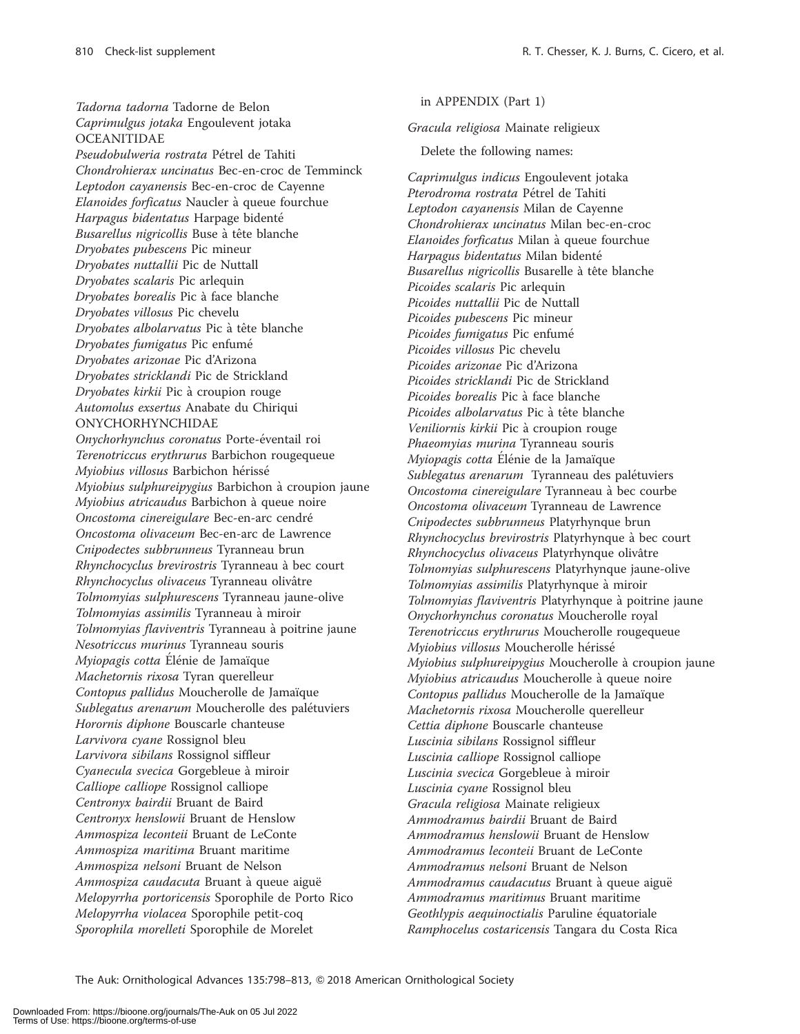*Tadorna tadorna* Tadorne de Belon
*Caprimulgus jotaka* Engoulevent jotaka
OCEANITIDAE
*Pseudobulweria rostrata* Pétrel de Tahiti
*Chondrohierax uncinatus* Bec-en-croc de Temminck
*Leptodon cayanensis* Bec-en-croc de Cayenne
*Elanoides forficatus* Naucler à queue fourchue
*Harpagus bidentatus* Harpage bidenté
*Busarellus nigricollis* Buse à tête blanche
*Dryobates pubescens* Pic mineur
*Dryobates nuttallii* Pic de Nuttall
*Dryobates scalaris* Pic arlequin
*Dryobates borealis* Pic à face blanche
*Dryobates villosus* Pic chevelu
*Dryobates albolarvatus* Pic à tête blanche
*Dryobates fumigatus* Pic enfumé
*Dryobates arizonae* Pic d'Arizona
*Dryobates stricklandi* Pic de Strickland
*Dryobates kirkii* Pic à croupion rouge
*Automolus exsertus* Anabate du Chiriqui
ONYCHORHYNCHIDAE
*Onychorhynchus coronatus* Porte-éventail roi
*Terenotriccus erythrurus* Barbichon rougequeue
*Myiobius villosus* Barbichon hérissé
*Myiobius sulphureipygius* Barbichon à croupion jaune
*Myiobius atricaudus* Barbichon à queue noire
*Oncostoma cinereigulare* Bec-en-arc cendré
*Oncostoma olivaceum* Bec-en-arc de Lawrence
*Cnipodectes subbrunneus* Tyranneau brun
*Rhynchocyclus brevirostris* Tyranneau à bec court
*Rhynchocyclus olivaceus* Tyranneau olivâtre
*Tolmomyias sulphurescens* Tyranneau jaune-olive
*Tolmomyias assimilis* Tyranneau à miroir
*Tolmomyias flaviventris* Tyranneau à poitrine jaune
*Nesotriccus murinus* Tyranneau souris
*Myiopagis cotta* Élénie de Jamaïque
*Machetornis rixosa* Tyran querelleur
*Contopus pallidus* Moucherolle de Jamaïque
*Sublegatus arenarum* Moucherolle des palétuviers
*Horornis diphone* Bouscarle chanteuse
*Larvivora cyane* Rossignol bleu
*Larvivora sibilans* Rossignol siffleur
*Cyanecula svecica* Gorgebleue à miroir
*Calliope calliope* Rossignol calliope
*Centronyx bairdii* Bruant de Baird
*Centronyx henslowii* Bruant de Henslow
*Ammospiza leconteii* Bruant de LeConte
*Ammospiza maritima* Bruant maritime
*Ammospiza nelsoni* Bruant de Nelson
*Ammospiza caudacuta* Bruant à queue aiguë
*Melopyrrha portoricensis* Sporophile de Porto Rico
*Melopyrrha violacea* Sporophile petit-coq
*Sporophila morelleti* Sporophile de Morelet

in APPENDIX (Part 1)

*Gracula religiosa* Mainate religieux

Delete the following names:

*Caprimulgus indicus* Engoulevent jotaka
*Pterodroma rostrata* Pétrel de Tahiti
*Leptodon cayanensis* Milan de Cayenne
*Chondrohierax uncinatus* Milan bec-en-croc
*Elanoides forficatus* Milan à queue fourchue
*Harpagus bidentatus* Milan bidenté
*Busarellus nigricollis* Busarelle à tête blanche
*Picoides scalaris* Pic arlequin
*Picoides nuttallii* Pic de Nuttall
*Picoides pubescens* Pic mineur
*Picoides fumigatus* Pic enfumé
*Picoides villosus* Pic chevelu
*Picoides arizonae* Pic d'Arizona
*Picoides stricklandi* Pic de Strickland
*Picoides borealis* Pic à face blanche
*Picoides albolarvatus* Pic à tête blanche
*Veniliornis kirkii* Pic à croupion rouge
*Phaeomyias murina* Tyranneau souris
*Myiopagis cotta* Élénie de la Jamaïque
*Sublegatus arenarum* Tyranneau des palétuviers
*Oncostoma cinereigulare* Tyranneau à bec courbe
*Oncostoma olivaceum* Tyranneau de Lawrence
*Cnipodectes subbrunneus* Platyrhynque brun
*Rhynchocyclus brevirostris* Platyrhynque à bec court
*Rhynchocyclus olivaceus* Platyrhynque olivâtre
*Tolmomyias sulphurescens* Platyrhynque jaune-olive
*Tolmomyias assimilis* Platyrhynque à miroir
*Tolmomyias flaviventris* Platyrhynque à poitrine jaune
*Onychorhynchus coronatus* Moucherolle royal
*Terenotriccus erythrurus* Moucherolle rougequeue
*Myiobius villosus* Moucherolle hérissé
*Myiobius sulphureipygius* Moucherolle à croupion jaune
*Myiobius atricaudus* Moucherolle à queue noire
*Contopus pallidus* Moucherolle de la Jamaïque
*Machetornis rixosa* Moucherolle querelleur
*Cettia diphone* Bouscarle chanteuse
*Luscinia sibilans* Rossignol siffleur
*Luscinia calliope* Rossignol calliope
*Luscinia svecica* Gorgebleue à miroir
*Luscinia cyane* Rossignol bleu
*Gracula religiosa* Mainate religieux
*Ammodramus bairdii* Bruant de Baird
*Ammodramus henslowii* Bruant de Henslow
*Ammodramus leconteii* Bruant de LeConte
*Ammodramus nelsoni* Bruant de Nelson
*Ammodramus caudacutus* Bruant à queue aiguë
*Ammodramus maritimus* Bruant maritime
*Geothlypis aequinoctialis* Paruline équatoriale
*Ramphocelus costaricensis* Tangara du Costa Rica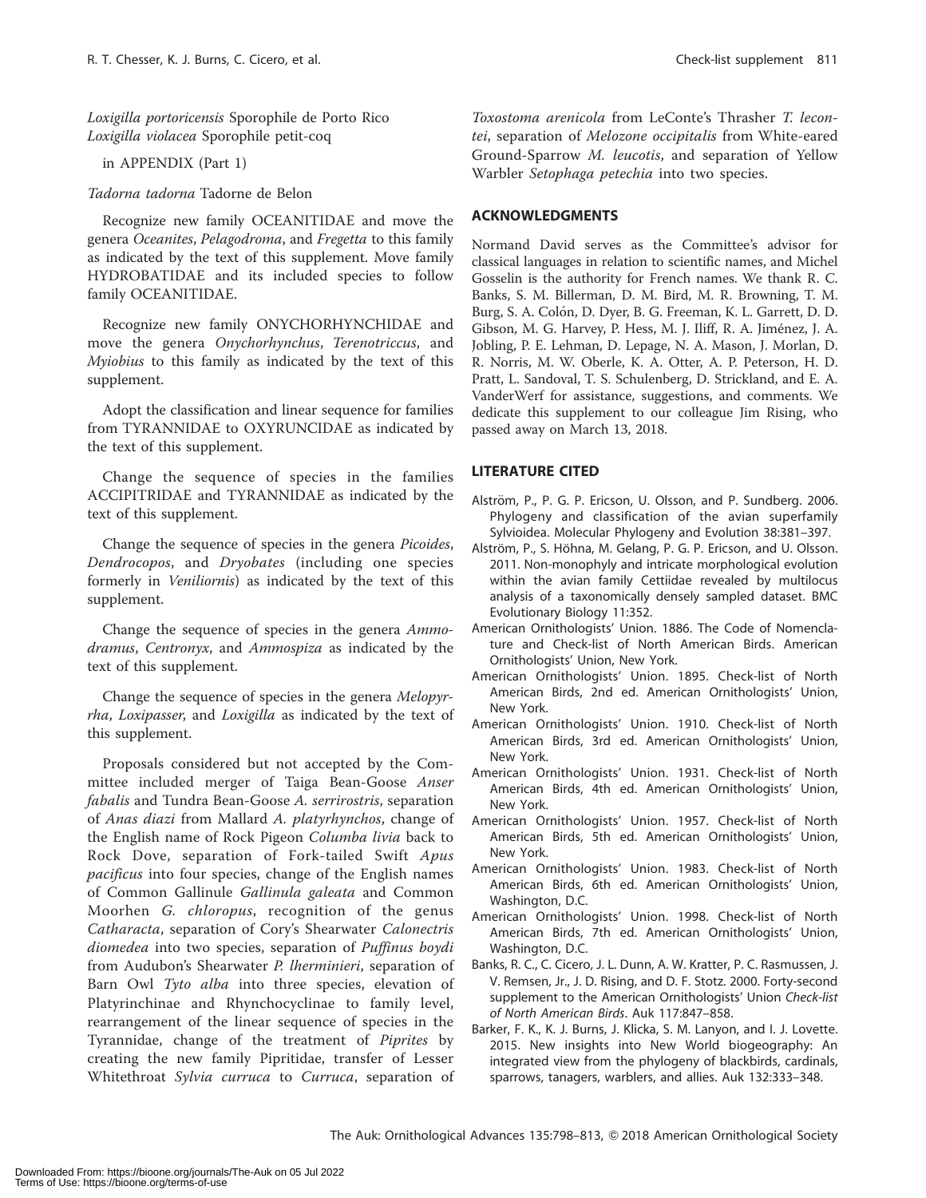*Loxigilla portoricensis* Sporophile de Porto Rico
*Loxigilla violacea* Sporophile petit-coq

in APPENDIX (Part 1)

*Tadorna tadorna* Tadorne de Belon

Recognize new family OCEANITIDAE and move the genera *Oceanites*, *Pelagodroma*, and *Fregetta* to this family as indicated by the text of this supplement. Move family HYDROBATIDAE and its included species to follow family OCEANITIDAE.

Recognize new family ONYCHORHYNCHIDAE and move the genera *Onychorhynchus*, *Terenotriccus*, and *Myiobius* to this family as indicated by the text of this supplement.

Adopt the classification and linear sequence for families from TYRANNIDAE to OXYRUNCIDAE as indicated by the text of this supplement.

Change the sequence of species in the families ACCIPITRIDAE and TYRANNIDAE as indicated by the text of this supplement.

Change the sequence of species in the genera *Picoides*, *Dendrocopos*, and *Dryobates* (including one species formerly in *Veniliornis*) as indicated by the text of this supplement.

Change the sequence of species in the genera *Ammodramus*, *Centronyx*, and *Ammospiza* as indicated by the text of this supplement.

Change the sequence of species in the genera *Melopyrrha*, *Loxipasser*, and *Loxigilla* as indicated by the text of this supplement.

Proposals considered but not accepted by the Committee included merger of Taiga Bean-Goose *Anser fabalis* and Tundra Bean-Goose *A. serrirostris*, separation of *Anas diazi* from Mallard *A. platyrhynchos*, change of the English name of Rock Pigeon *Columba livia* back to Rock Dove, separation of Fork-tailed Swift *Apus pacificus* into four species, change of the English names of Common Gallinule *Gallinula galeata* and Common Moorhen *G. chloropus*, recognition of the genus *Catharacta*, separation of Cory's Shearwater *Calonectris diomedea* into two species, separation of *Puffinus boydi* from Audubon's Shearwater *P. lherminieri*, separation of Barn Owl *Tyto alba* into three species, elevation of Platyrinchinae and Rhynchocyclinae to family level, rearrangement of the linear sequence of species in the Tyrannidae, change of the treatment of *Piprites* by creating the new family Pipritidae, transfer of Lesser Whitethroat *Sylvia curruca* to *Curruca*, separation of *Toxostoma arenicola* from LeConte's Thrasher *T. lecontei*, separation of *Melozone occipitalis* from White-eared Ground-Sparrow *M. leucotis*, and separation of Yellow Warbler *Setophaga petechia* into two species.

## ACKNOWLEDGMENTS

Normand David serves as the Committee's advisor for classical languages in relation to scientific names, and Michel Gosselin is the authority for French names. We thank R. C. Banks, S. M. Billerman, D. M. Bird, M. R. Browning, T. M. Burg, S. A. Colón, D. Dyer, B. G. Freeman, K. L. Garrett, D. D. Gibson, M. G. Harvey, P. Hess, M. J. Iliff, R. A. Jiménez, J. A. Jobling, P. E. Lehman, D. Lepage, N. A. Mason, J. Morlan, D. R. Norris, M. W. Oberle, K. A. Otter, A. P. Peterson, H. D. Pratt, L. Sandoval, T. S. Schulenberg, D. Strickland, and E. A. VanderWerf for assistance, suggestions, and comments. We dedicate this supplement to our colleague Jim Rising, who passed away on March 13, 2018.

## LITERATURE CITED

Alström, P., P. G. P. Ericson, U. Olsson, and P. Sundberg. 2006. Phylogeny and classification of the avian superfamily Sylvioidea. Molecular Phylogeny and Evolution 38:381–397.

Alström, P., S. Höhna, M. Gelang, P. G. P. Ericson, and U. Olsson. 2011. Non-monophyly and intricate morphological evolution within the avian family Cettiidae revealed by multilocus analysis of a taxonomically densely sampled dataset. BMC Evolutionary Biology 11:352.

American Ornithologists' Union. 1886. The Code of Nomenclature and Check-list of North American Birds. American Ornithologists' Union, New York.

American Ornithologists' Union. 1895. Check-list of North American Birds, 2nd ed. American Ornithologists' Union, New York.

American Ornithologists' Union. 1910. Check-list of North American Birds, 3rd ed. American Ornithologists' Union, New York.

American Ornithologists' Union. 1931. Check-list of North American Birds, 4th ed. American Ornithologists' Union, New York.

American Ornithologists' Union. 1957. Check-list of North American Birds, 5th ed. American Ornithologists' Union, New York.

American Ornithologists' Union. 1983. Check-list of North American Birds, 6th ed. American Ornithologists' Union, Washington, D.C.

American Ornithologists' Union. 1998. Check-list of North American Birds, 7th ed. American Ornithologists' Union, Washington, D.C.

Banks, R. C., C. Cicero, J. L. Dunn, A. W. Kratter, P. C. Rasmussen, J. V. Remsen, Jr., J. D. Rising, and D. F. Stotz. 2000. Forty-second supplement to the American Ornithologists' Union *Check-list of North American Birds*. Auk 117:847–858.

Barker, F. K., K. J. Burns, J. Klicka, S. M. Lanyon, and I. J. Lovette. 2015. New insights into New World biogeography: An integrated view from the phylogeny of blackbirds, cardinals, sparrows, tanagers, warblers, and allies. Auk 132:333–348.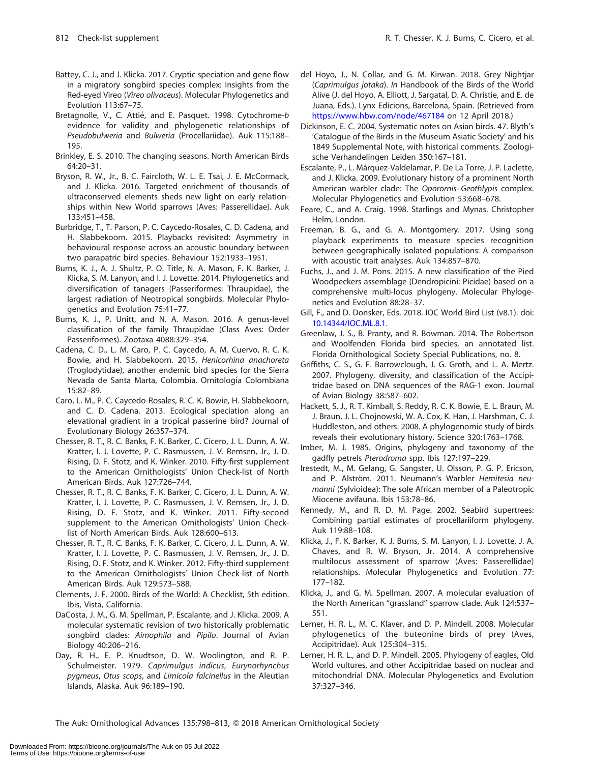Battey, C. J., and J. Klicka. 2017. Cryptic speciation and gene flow in a migratory songbird species complex: Insights from the Red-eyed Vireo (*Vireo olivaceus*). Molecular Phylogenetics and Evolution 113:67–75.

Bretagnolle, V., C. Attié, and E. Pasquet. 1998. Cytochrome-*b* evidence for validity and phylogenetic relationships of *Pseudobulweria* and *Bulweria* (Procellariidae). Auk 115:188–195.

Brinkley, E. S. 2010. The changing seasons. North American Birds 64:20–31.

Bryson, R. W., Jr., B. C. Faircloth, W. L. E. Tsai, J. E. McCormack, and J. Klicka. 2016. Targeted enrichment of thousands of ultraconserved elements sheds new light on early relationships within New World sparrows (Aves: Passerellidae). Auk 133:451–458.

Burbridge, T., T. Parson, P. C. Caycedo-Rosales, C. D. Cadena, and H. Slabbekoorn. 2015. Playbacks revisited: Asymmetry in behavioural response across an acoustic boundary between two parapatric bird species. Behaviour 152:1933–1951.

Burns, K. J., A. J. Shultz, P. O. Title, N. A. Mason, F. K. Barker, J. Klicka, S. M. Lanyon, and I. J. Lovette. 2014. Phylogenetics and diversification of tanagers (Passeriformes: Thraupidae), the largest radiation of Neotropical songbirds. Molecular Phylogenetics and Evolution 75:41–77.

Burns, K. J., P. Unitt, and N. A. Mason. 2016. A genus-level classification of the family Thraupidae (Class Aves: Order Passeriformes). Zootaxa 4088:329–354.

Cadena, C. D., L. M. Caro, P. C. Caycedo, A. M. Cuervo, R. C. K. Bowie, and H. Slabbekoorn. 2015. *Henicorhina anachoreta* (Troglodytidae), another endemic bird species for the Sierra Nevada de Santa Marta, Colombia. Ornitología Colombiana 15:82–89.

Caro, L. M., P. C. Caycedo-Rosales, R. C. K. Bowie, H. Slabbekoorn, and C. D. Cadena. 2013. Ecological speciation along an elevational gradient in a tropical passerine bird? Journal of Evolutionary Biology 26:357–374.

Chesser, R. T., R. C. Banks, F. K. Barker, C. Cicero, J. L. Dunn, A. W. Kratter, I. J. Lovette, P. C. Rasmussen, J. V. Remsen, Jr., J. D. Rising, D. F. Stotz, and K. Winker. 2010. Fifty-first supplement to the American Ornithologists' Union Check-list of North American Birds. Auk 127:726–744.

Chesser, R. T., R. C. Banks, F. K. Barker, C. Cicero, J. L. Dunn, A. W. Kratter, I. J. Lovette, P. C. Rasmussen, J. V. Remsen, Jr., J. D. Rising, D. F. Stotz, and K. Winker. 2011. Fifty-second supplement to the American Ornithologists' Union Check-list of North American Birds. Auk 128:600–613.

Chesser, R. T., R. C. Banks, F. K. Barker, C. Cicero, J. L. Dunn, A. W. Kratter, I. J. Lovette, P. C. Rasmussen, J. V. Remsen, Jr., J. D. Rising, D. F. Stotz, and K. Winker. 2012. Fifty-third supplement to the American Ornithologists' Union Check-list of North American Birds. Auk 129:573–588.

Clements, J. F. 2000. Birds of the World: A Checklist, 5th edition. Ibis, Vista, California.

DaCosta, J. M., G. M. Spellman, P. Escalante, and J. Klicka. 2009. A molecular systematic revision of two historically problematic songbird clades: *Aimophila* and *Pipilo*. Journal of Avian Biology 40:206–216.

Day, R. H., E. P. Knudtson, D. W. Woolington, and R. P. Schulmeister. 1979. *Caprimulgus indicus*, *Eurynorhynchus pygmeus*, *Otus scops*, and *Limicola falcinellus* in the Aleutian Islands, Alaska. Auk 96:189–190.

del Hoyo, J., N. Collar, and G. M. Kirwan. 2018. Grey Nightjar (*Caprimulgus jotaka*). *In* Handbook of the Birds of the World Alive (J. del Hoyo, A. Elliott, J. Sargatal, D. A. Christie, and E. de Juana, Eds.). Lynx Edicions, Barcelona, Spain. (Retrieved from https://www.hbw.com/node/467184 on 12 April 2018.)

Dickinson, E. C. 2004. Systematic notes on Asian birds. 47. Blyth's 'Catalogue of the Birds in the Museum Asiatic Society' and his 1849 Supplemental Note, with historical comments. Zoologische Verhandelingen Leiden 350:167–181.

Escalante, P., L. Márquez-Valdelamar, P. De La Torre, J. P. Laclette, and J. Klicka. 2009. Evolutionary history of a prominent North American warbler clade: The *Oporornis*–*Geothlypis* complex. Molecular Phylogenetics and Evolution 53:668–678.

Feare, C., and A. Craig. 1998. Starlings and Mynas. Christopher Helm, London.

Freeman, B. G., and G. A. Montgomery. 2017. Using song playback experiments to measure species recognition between geographically isolated populations: A comparison with acoustic trait analyses. Auk 134:857–870.

Fuchs, J., and J. M. Pons. 2015. A new classification of the Pied Woodpeckers assemblage (Dendropicini: Picidae) based on a comprehensive multi-locus phylogeny. Molecular Phylogenetics and Evolution 88:28–37.

Gill, F., and D. Donsker, Eds. 2018. IOC World Bird List (v8.1). doi: 10.14344/IOC.ML.8.1.

Greenlaw, J. S., B. Pranty, and R. Bowman. 2014. The Robertson and Woolfenden Florida bird species, an annotated list. Florida Ornithological Society Special Publications, no. 8.

Griffiths, C. S., G. F. Barrowclough, J. G. Groth, and L. A. Mertz. 2007. Phylogeny, diversity, and classification of the Accipitridae based on DNA sequences of the RAG-1 exon. Journal of Avian Biology 38:587–602.

Hackett, S. J., R. T. Kimball, S. Reddy, R. C. K. Bowie, E. L. Braun, M. J. Braun, J. L. Chojnowski, W. A. Cox, K. Han, J. Harshman, C. J. Huddleston, and others. 2008. A phylogenomic study of birds reveals their evolutionary history. Science 320:1763–1768.

Imber, M. J. 1985. Origins, phylogeny and taxonomy of the gadfly petrels *Pterodroma* spp. Ibis 127:197–229.

Irestedt, M., M. Gelang, G. Sangster, U. Olsson, P. G. P. Ericson, and P. Alström. 2011. Neumann's Warbler *Hemitesia neumanni* (Sylvioidea): The sole African member of a Paleotropic Miocene avifauna. Ibis 153:78–86.

Kennedy, M., and R. D. M. Page. 2002. Seabird supertrees: Combining partial estimates of procellariiform phylogeny. Auk 119:88–108.

Klicka, J., F. K. Barker, K. J. Burns, S. M. Lanyon, I. J. Lovette, J. A. Chaves, and R. W. Bryson, Jr. 2014. A comprehensive multilocus assessment of sparrow (Aves: Passerellidae) relationships. Molecular Phylogenetics and Evolution 77: 177–182.

Klicka, J., and G. M. Spellman. 2007. A molecular evaluation of the North American "grassland" sparrow clade. Auk 124:537–551.

Lerner, H. R. L., M. C. Klaver, and D. P. Mindell. 2008. Molecular phylogenetics of the buteonine birds of prey (Aves, Accipitridae). Auk 125:304–315.

Lerner, H. R. L., and D. P. Mindell. 2005. Phylogeny of eagles, Old World vultures, and other Accipitridae based on nuclear and mitochondrial DNA. Molecular Phylogenetics and Evolution 37:327–346.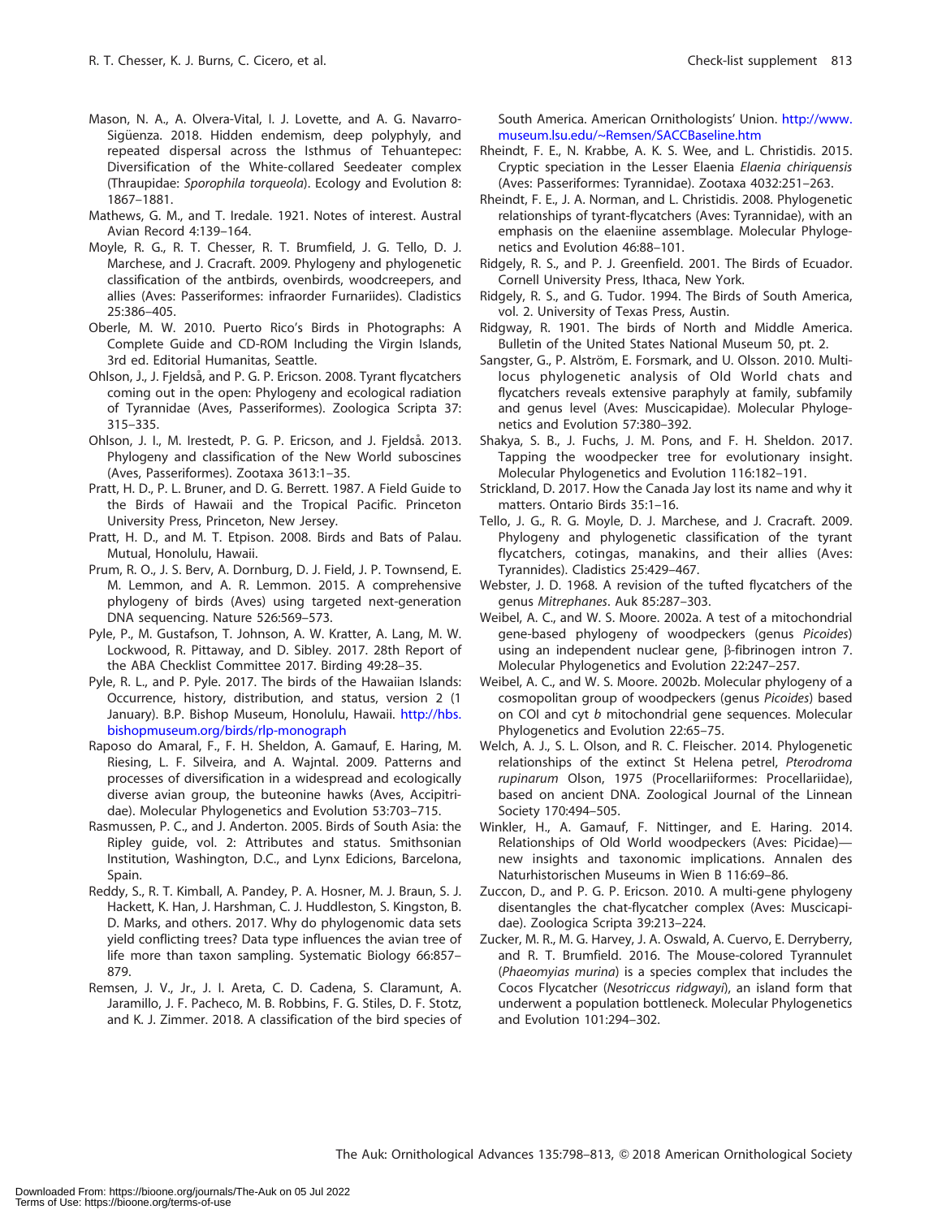Mason, N. A., A. Olvera-Vital, I. J. Lovette, and A. G. Navarro-Sigüenza. 2018. Hidden endemism, deep polyphyly, and repeated dispersal across the Isthmus of Tehuantepec: Diversification of the White-collared Seedeater complex (Thraupidae: *Sporophila torqueola*). Ecology and Evolution 8: 1867–1881.

Mathews, G. M., and T. Iredale. 1921. Notes of interest. Austral Avian Record 4:139–164.

Moyle, R. G., R. T. Chesser, R. T. Brumfield, J. G. Tello, D. J. Marchese, and J. Cracraft. 2009. Phylogeny and phylogenetic classification of the antbirds, ovenbirds, woodcreepers, and allies (Aves: Passeriformes: infraorder Furnariides). Cladistics 25:386–405.

Oberle, M. W. 2010. Puerto Rico's Birds in Photographs: A Complete Guide and CD-ROM Including the Virgin Islands, 3rd ed. Editorial Humanitas, Seattle.

Ohlson, J., J. Fjeldså, and P. G. P. Ericson. 2008. Tyrant flycatchers coming out in the open: Phylogeny and ecological radiation of Tyrannidae (Aves, Passeriformes). Zoologica Scripta 37: 315–335.

Ohlson, J. I., M. Irestedt, P. G. P. Ericson, and J. Fjeldså. 2013. Phylogeny and classification of the New World suboscines (Aves, Passeriformes). Zootaxa 3613:1–35.

Pratt, H. D., P. L. Bruner, and D. G. Berrett. 1987. A Field Guide to the Birds of Hawaii and the Tropical Pacific. Princeton University Press, Princeton, New Jersey.

Pratt, H. D., and M. T. Etpison. 2008. Birds and Bats of Palau. Mutual, Honolulu, Hawaii.

Prum, R. O., J. S. Berv, A. Dornburg, D. J. Field, J. P. Townsend, E. M. Lemmon, and A. R. Lemmon. 2015. A comprehensive phylogeny of birds (Aves) using targeted next-generation DNA sequencing. Nature 526:569–573.

Pyle, P., M. Gustafson, T. Johnson, A. W. Kratter, A. Lang, M. W. Lockwood, R. Pittaway, and D. Sibley. 2017. 28th Report of the ABA Checklist Committee 2017. Birding 49:28–35.

Pyle, R. L., and P. Pyle. 2017. The birds of the Hawaiian Islands: Occurrence, history, distribution, and status, version 2 (1 January). B.P. Bishop Museum, Honolulu, Hawaii. http://hbs.bishopmuseum.org/birds/rlp-monograph

Raposo do Amaral, F., F. H. Sheldon, A. Gamauf, E. Haring, M. Riesing, L. F. Silveira, and A. Wajntal. 2009. Patterns and processes of diversification in a widespread and ecologically diverse avian group, the buteonine hawks (Aves, Accipitridae). Molecular Phylogenetics and Evolution 53:703–715.

Rasmussen, P. C., and J. Anderton. 2005. Birds of South Asia: the Ripley guide, vol. 2: Attributes and status. Smithsonian Institution, Washington, D.C., and Lynx Edicions, Barcelona, Spain.

Reddy, S., R. T. Kimball, A. Pandey, P. A. Hosner, M. J. Braun, S. J. Hackett, K. Han, J. Harshman, C. J. Huddleston, S. Kingston, B. D. Marks, and others. 2017. Why do phylogenomic data sets yield conflicting trees? Data type influences the avian tree of life more than taxon sampling. Systematic Biology 66:857–879.

Remsen, J. V., Jr., J. I. Areta, C. D. Cadena, S. Claramunt, A. Jaramillo, J. F. Pacheco, M. B. Robbins, F. G. Stiles, D. F. Stotz, and K. J. Zimmer. 2018. A classification of the bird species of South America. American Ornithologists' Union. http://www.museum.lsu.edu/~Remsen/SACCBaseline.htm

Rheindt, F. E., N. Krabbe, A. K. S. Wee, and L. Christidis. 2015. Cryptic speciation in the Lesser Elaenia *Elaenia chiriquensis* (Aves: Passeriformes: Tyrannidae). Zootaxa 4032:251–263.

Rheindt, F. E., J. A. Norman, and L. Christidis. 2008. Phylogenetic relationships of tyrant-flycatchers (Aves: Tyrannidae), with an emphasis on the elaeniine assemblage. Molecular Phylogenetics and Evolution 46:88–101.

Ridgely, R. S., and P. J. Greenfield. 2001. The Birds of Ecuador. Cornell University Press, Ithaca, New York.

Ridgely, R. S., and G. Tudor. 1994. The Birds of South America, vol. 2. University of Texas Press, Austin.

Ridgway, R. 1901. The birds of North and Middle America. Bulletin of the United States National Museum 50, pt. 2.

Sangster, G., P. Alström, E. Forsmark, and U. Olsson. 2010. Multi-locus phylogenetic analysis of Old World chats and flycatchers reveals extensive paraphyly at family, subfamily and genus level (Aves: Muscicapidae). Molecular Phylogenetics and Evolution 57:380–392.

Shakya, S. B., J. Fuchs, J. M. Pons, and F. H. Sheldon. 2017. Tapping the woodpecker tree for evolutionary insight. Molecular Phylogenetics and Evolution 116:182–191.

Strickland, D. 2017. How the Canada Jay lost its name and why it matters. Ontario Birds 35:1–16.

Tello, J. G., R. G. Moyle, D. J. Marchese, and J. Cracraft. 2009. Phylogeny and phylogenetic classification of the tyrant flycatchers, cotingas, manakins, and their allies (Aves: Tyrannides). Cladistics 25:429–467.

Webster, J. D. 1968. A revision of the tufted flycatchers of the genus *Mitrephanes*. Auk 85:287–303.

Weibel, A. C., and W. S. Moore. 2002a. A test of a mitochondrial gene-based phylogeny of woodpeckers (genus *Picoides*) using an independent nuclear gene, β-fibrinogen intron 7. Molecular Phylogenetics and Evolution 22:247–257.

Weibel, A. C., and W. S. Moore. 2002b. Molecular phylogeny of a cosmopolitan group of woodpeckers (genus *Picoides*) based on COI and cyt *b* mitochondrial gene sequences. Molecular Phylogenetics and Evolution 22:65–75.

Welch, A. J., S. L. Olson, and R. C. Fleischer. 2014. Phylogenetic relationships of the extinct St Helena petrel, *Pterodroma rupinarum* Olson, 1975 (Procellariiformes: Procellariidae), based on ancient DNA. Zoological Journal of the Linnean Society 170:494–505.

Winkler, H., A. Gamauf, F. Nittinger, and E. Haring. 2014. Relationships of Old World woodpeckers (Aves: Picidae)—new insights and taxonomic implications. Annalen des Naturhistorischen Museums in Wien B 116:69–86.

Zuccon, D., and P. G. P. Ericson. 2010. A multi-gene phylogeny disentangles the chat-flycatcher complex (Aves: Muscicapidae). Zoologica Scripta 39:213–224.

Zucker, M. R., M. G. Harvey, J. A. Oswald, A. Cuervo, E. Derryberry, and R. T. Brumfield. 2016. The Mouse-colored Tyrannulet (*Phaeomyias murina*) is a species complex that includes the Cocos Flycatcher (*Nesotriccus ridgwayi*), an island form that underwent a population bottleneck. Molecular Phylogenetics and Evolution 101:294–302.